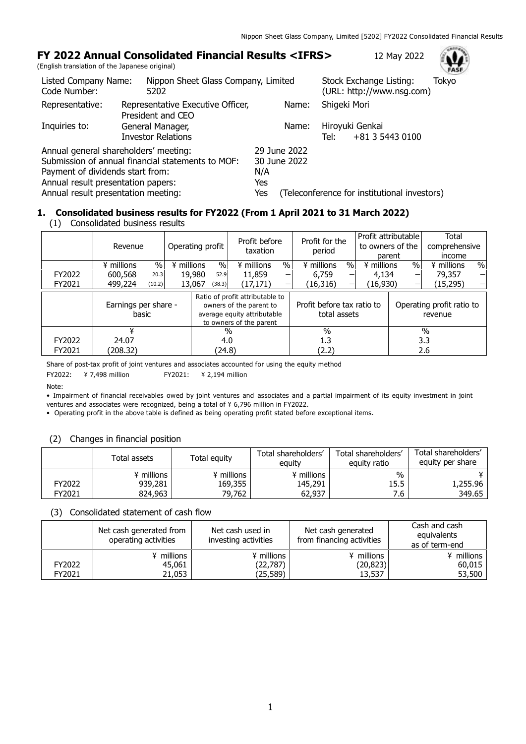# FY 2022 Annual Consolidated Financial Results <IFRS>

12 May 2022

(English translation of the Japanese original)

| | | | |
|---|---|---|---|
| Listed Company Name: | Nippon Sheet Glass Company, Limited | Stock Exchange Listing: | Tokyo |
| Code Number: | 5202 | (URL: http://www.nsg.com) | |
| Representative: | Representative Executive Officer, President and CEO | Name: | Shigeki Mori |
| Inquiries to: | General Manager, Investor Relations | Name: | Hiroyuki Genkai |
| | | Tel: | +81 3 5443 0100 |

| | |
|---|---|
| Annual general shareholders' meeting: | 29 June 2022 |
| Submission of annual financial statements to MOF: | 30 June 2022 |
| Payment of dividends start from: | N/A |
| Annual result presentation papers: | Yes |
| Annual result presentation meeting: | Yes (Teleconference for institutional investors) |

## 1. Consolidated business results for FY2022 (From 1 April 2021 to 31 March 2022)

(1) Consolidated business results

| | Revenue | | Operating profit | | Profit before taxation | | Profit for the period | | Profit attributable to owners of the parent | | Total comprehensive income | |
|---|---|---|---|---|---|---|---|---|---|---|---|---|
| | ¥ millions | % | ¥ millions | % | ¥ millions | % | ¥ millions | % | ¥ millions | % | ¥ millions | % |
| FY2022 | 600,568 | 20.3 | 19,980 | 52.9 | 11,859 | – | 6,759 | – | 4,134 | – | 79,357 | – |
| FY2021 | 499,224 | (10.2) | 13,067 | (38.3) | (17,171) | – | (16,316) | – | (16,930) | – | (15,295) | – |

| | Earnings per share - basic | Ratio of profit attributable to owners of the parent to average equity attributable to owners of the parent | Profit before tax ratio to total assets | Operating profit ratio to revenue |
|---|---|---|---|---|
| | ¥ | % | % | % |
| FY2022 | 24.07 | 4.0 | 1.3 | 3.3 |
| FY2021 | (208.32) | (24.8) | (2.2) | 2.6 |

Share of post-tax profit of joint ventures and associates accounted for using the equity method

FY2022: ¥ 7,498 million FY2021: ¥ 2,194 million

Note:

- Impairment of financial receivables owed by joint ventures and associates and a partial impairment of its equity investment in joint ventures and associates were recognized, being a total of ¥ 6,796 million in FY2022.
- Operating profit in the above table is defined as being operating profit stated before exceptional items.

(2) Changes in financial position

| | Total assets | Total equity | Total shareholders' equity | Total shareholders' equity ratio | Total shareholders' equity per share |
|---|---|---|---|---|---|
| | ¥ millions | ¥ millions | ¥ millions | % | ¥ |
| FY2022 | 939,281 | 169,355 | 145,291 | 15.5 | 1,255.96 |
| FY2021 | 824,963 | 79,762 | 62,937 | 7.6 | 349.65 |

(3) Consolidated statement of cash flow

| | Net cash generated from operating activities | Net cash used in investing activities | Net cash generated from financing activities | Cash and cash equivalents as of term-end |
|---|---|---|---|---|
| | ¥ millions | ¥ millions | ¥ millions | ¥ millions |
| FY2022 | 45,061 | (22,787) | (20,823) | 60,015 |
| FY2021 | 21,053 | (25,589) | 13,537 | 53,500 |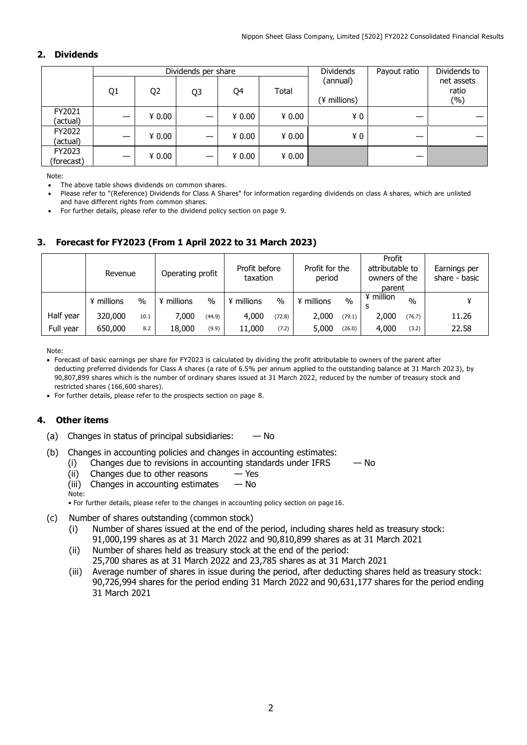## 2. Dividends

| | Dividends per share | | | | | Dividends (annual) | Payout ratio | Dividends to net assets ratio |
|---|---|---|---|---|---|---|---|---|
| | Q1 | Q2 | Q3 | Q4 | Total | (¥ millions) | | (%) |
| FY2021 (actual) | — | ¥ 0.00 | — | ¥ 0.00 | ¥ 0.00 | ¥ 0 | — | — |
| FY2022 (actual) | — | ¥ 0.00 | — | ¥ 0.00 | ¥ 0.00 | ¥ 0 | — | — |
| FY2023 (forecast) | — | ¥ 0.00 | — | ¥ 0.00 | ¥ 0.00 | | — | |

Note:

- The above table shows dividends on common shares.
- Please refer to "(Reference) Dividends for Class A Shares" for information regarding dividends on class A shares, which are unlisted and have different rights from common shares.
- For further details, please refer to the dividend policy section on page 9.

## 3. Forecast for FY2023 (From 1 April 2022 to 31 March 2023)

| | Revenue | | Operating profit | | Profit before taxation | | Profit for the period | | Profit attributable to owners of the parent | | Earnings per share - basic |
|---|---|---|---|---|---|---|---|---|---|---|---|
| | ¥ millions | % | ¥ millions | % | ¥ millions | % | ¥ millions | % | ¥ millions | % | ¥ |
| Half year | 320,000 | 10.1 | 7,000 | (44.9) | 4,000 | (72.8) | 2,000 | (79.1) | 2,000 | (76.7) | 11.26 |
| Full year | 650,000 | 8.2 | 18,000 | (9.9) | 11,000 | (7.2) | 5,000 | (26.0) | 4,000 | (3.2) | 22.58 |

Note:

- Forecast of basic earnings per share for FY2023 is calculated by dividing the profit attributable to owners of the parent after deducting preferred dividends for Class A shares (a rate of 6.5% per annum applied to the outstanding balance at 31 March 2023), by 90,807,899 shares which is the number of ordinary shares issued at 31 March 2022, reduced by the number of treasury stock and restricted shares (166,600 shares).
- For further details, please refer to the prospects section on page 8.

## 4. Other items

(a) Changes in status of principal subsidiaries: — No

(b) Changes in accounting policies and changes in accounting estimates:
  (i) Changes due to revisions in accounting standards under IFRS — No
  (ii) Changes due to other reasons — Yes
  (iii) Changes in accounting estimates — No

Note:
- For further details, please refer to the changes in accounting policy section on page 16.

(c) Number of shares outstanding (common stock)
  (i) Number of shares issued at the end of the period, including shares held as treasury stock: 91,000,199 shares as at 31 March 2022 and 90,810,899 shares as at 31 March 2021
  (ii) Number of shares held as treasury stock at the end of the period: 25,700 shares as at 31 March 2022 and 23,785 shares as at 31 March 2021
  (iii) Average number of shares in issue during the period, after deducting shares held as treasury stock: 90,726,994 shares for the period ending 31 March 2022 and 90,631,177 shares for the period ending 31 March 2021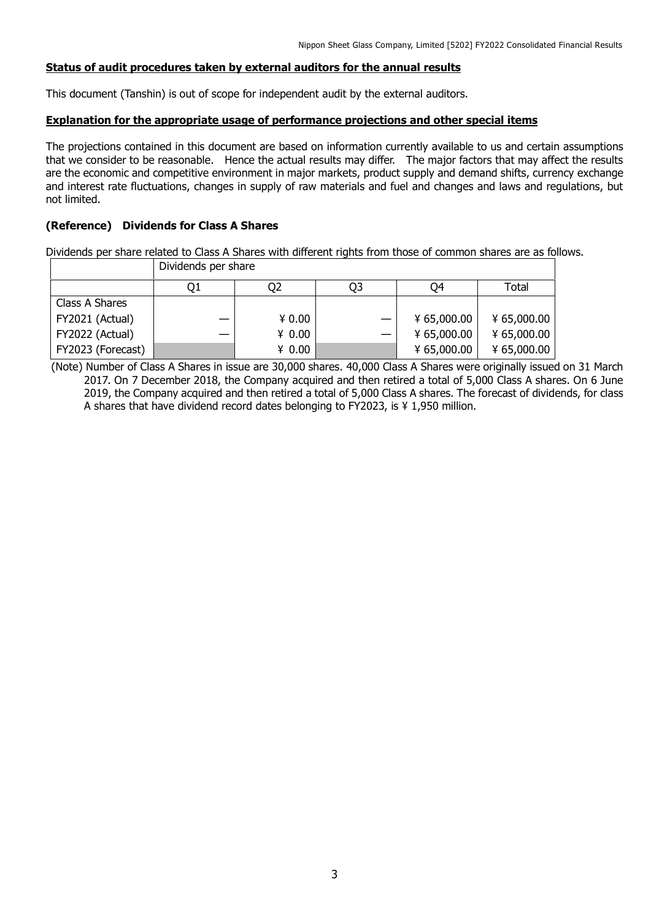**Status of audit procedures taken by external auditors for the annual results**

This document (Tanshin) is out of scope for independent audit by the external auditors.

**Explanation for the appropriate usage of performance projections and other special items**

The projections contained in this document are based on information currently available to us and certain assumptions that we consider to be reasonable. Hence the actual results may differ. The major factors that may affect the results are the economic and competitive environment in major markets, product supply and demand shifts, currency exchange and interest rate fluctuations, changes in supply of raw materials and fuel and changes and laws and regulations, but not limited.

### (Reference) Dividends for Class A Shares

Dividends per share related to Class A Shares with different rights from those of common shares are as follows.

| | Dividends per share | | | | |
|---|---|---|---|---|---|
| | Q1 | Q2 | Q3 | Q4 | Total |
| Class A Shares | | | | | |
| FY2021 (Actual) | — | ¥ 0.00 | — | ¥ 65,000.00 | ¥ 65,000.00 |
| FY2022 (Actual) | — | ¥ 0.00 | — | ¥ 65,000.00 | ¥ 65,000.00 |
| FY2023 (Forecast) | | ¥ 0.00 | | ¥ 65,000.00 | ¥ 65,000.00 |

(Note) Number of Class A Shares in issue are 30,000 shares. 40,000 Class A Shares were originally issued on 31 March 2017. On 7 December 2018, the Company acquired and then retired a total of 5,000 Class A shares. On 6 June 2019, the Company acquired and then retired a total of 5,000 Class A shares. The forecast of dividends, for class A shares that have dividend record dates belonging to FY2023, is ¥ 1,950 million.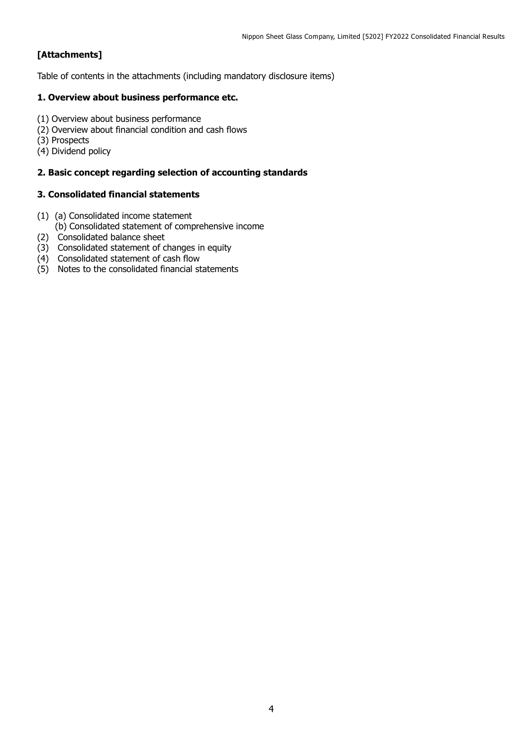**[Attachments]**

Table of contents in the attachments (including mandatory disclosure items)

**1. Overview about business performance etc.**

(1) Overview about business performance
(2) Overview about financial condition and cash flows
(3) Prospects
(4) Dividend policy

**2. Basic concept regarding selection of accounting standards**

**3. Consolidated financial statements**

(1) (a) Consolidated income statement
    (b) Consolidated statement of comprehensive income
(2) Consolidated balance sheet
(3) Consolidated statement of changes in equity
(4) Consolidated statement of cash flow
(5) Notes to the consolidated financial statements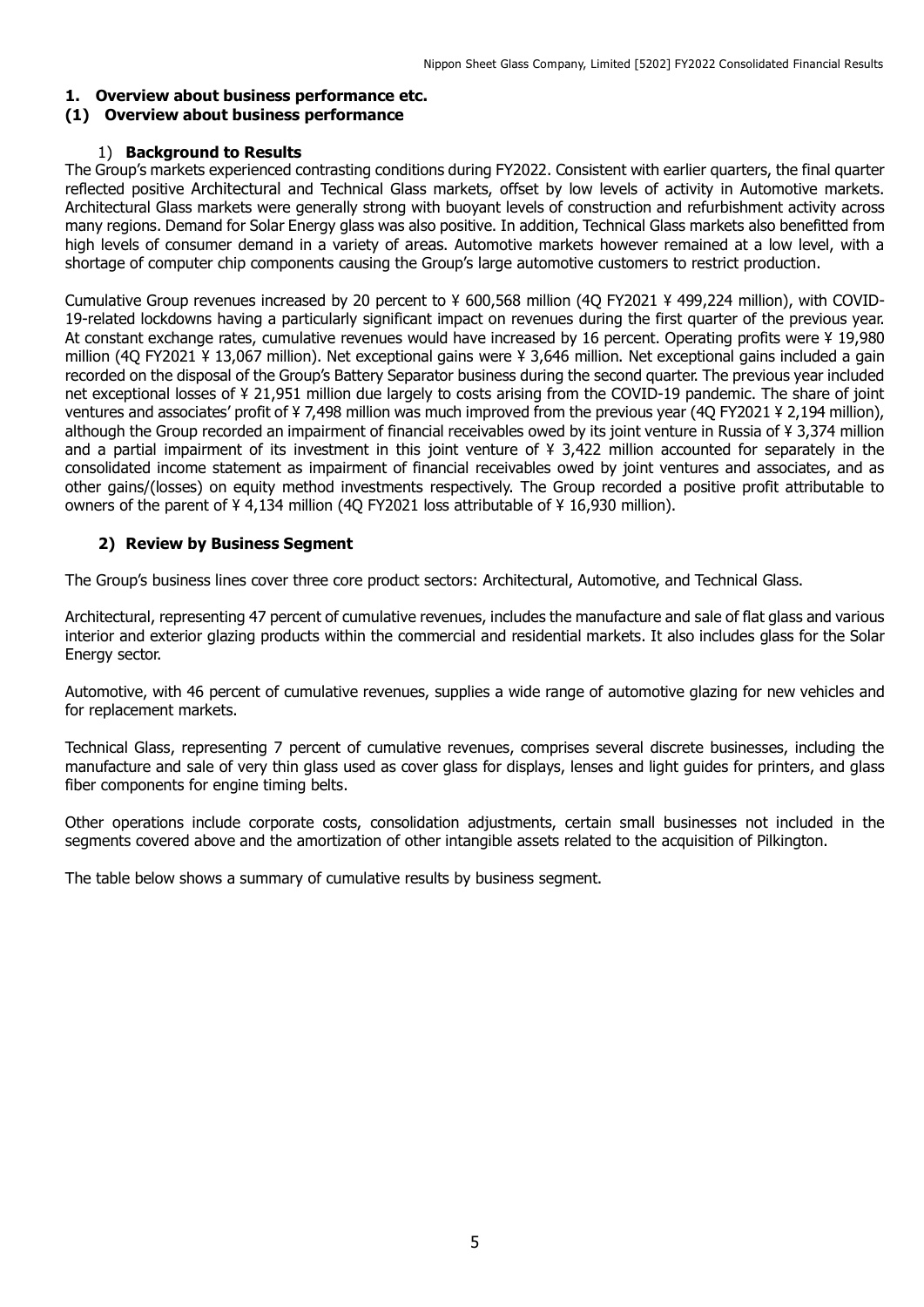# 1. Overview about business performance etc.

## (1) Overview about business performance

### 1) Background to Results

The Group's markets experienced contrasting conditions during FY2022. Consistent with earlier quarters, the final quarter reflected positive Architectural and Technical Glass markets, offset by low levels of activity in Automotive markets. Architectural Glass markets were generally strong with buoyant levels of construction and refurbishment activity across many regions. Demand for Solar Energy glass was also positive. In addition, Technical Glass markets also benefitted from high levels of consumer demand in a variety of areas. Automotive markets however remained at a low level, with a shortage of computer chip components causing the Group's large automotive customers to restrict production.

Cumulative Group revenues increased by 20 percent to ¥ 600,568 million (4Q FY2021 ¥ 499,224 million), with COVID-19-related lockdowns having a particularly significant impact on revenues during the first quarter of the previous year. At constant exchange rates, cumulative revenues would have increased by 16 percent. Operating profits were ¥ 19,980 million (4Q FY2021 ¥ 13,067 million). Net exceptional gains were ¥ 3,646 million. Net exceptional gains included a gain recorded on the disposal of the Group's Battery Separator business during the second quarter. The previous year included net exceptional losses of ¥ 21,951 million due largely to costs arising from the COVID-19 pandemic. The share of joint ventures and associates' profit of ¥ 7,498 million was much improved from the previous year (4Q FY2021 ¥ 2,194 million), although the Group recorded an impairment of financial receivables owed by its joint venture in Russia of ¥ 3,374 million and a partial impairment of its investment in this joint venture of ¥ 3,422 million accounted for separately in the consolidated income statement as impairment of financial receivables owed by joint ventures and associates, and as other gains/(losses) on equity method investments respectively. The Group recorded a positive profit attributable to owners of the parent of ¥ 4,134 million (4Q FY2021 loss attributable of ¥ 16,930 million).

### 2) Review by Business Segment

The Group's business lines cover three core product sectors: Architectural, Automotive, and Technical Glass.

Architectural, representing 47 percent of cumulative revenues, includes the manufacture and sale of flat glass and various interior and exterior glazing products within the commercial and residential markets. It also includes glass for the Solar Energy sector.

Automotive, with 46 percent of cumulative revenues, supplies a wide range of automotive glazing for new vehicles and for replacement markets.

Technical Glass, representing 7 percent of cumulative revenues, comprises several discrete businesses, including the manufacture and sale of very thin glass used as cover glass for displays, lenses and light guides for printers, and glass fiber components for engine timing belts.

Other operations include corporate costs, consolidation adjustments, certain small businesses not included in the segments covered above and the amortization of other intangible assets related to the acquisition of Pilkington.

The table below shows a summary of cumulative results by business segment.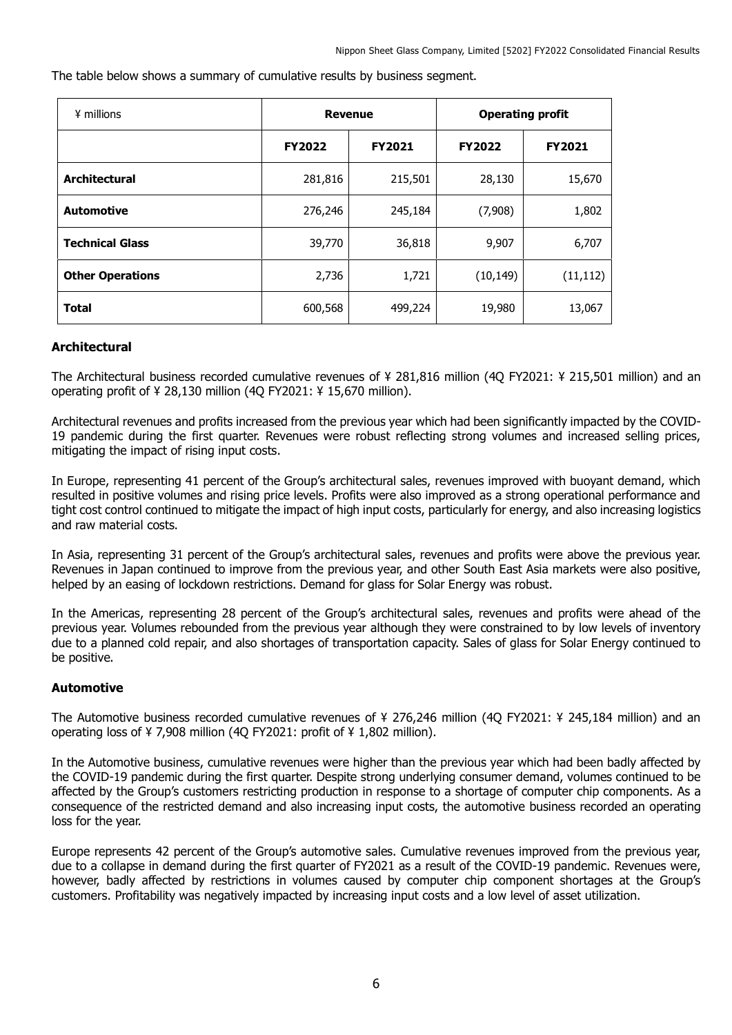The table below shows a summary of cumulative results by business segment.

| ¥ millions | Revenue | | Operating profit | |
|---|---|---|---|---|
| | **FY2022** | **FY2021** | **FY2022** | **FY2021** |
| **Architectural** | 281,816 | 215,501 | 28,130 | 15,670 |
| **Automotive** | 276,246 | 245,184 | (7,908) | 1,802 |
| **Technical Glass** | 39,770 | 36,818 | 9,907 | 6,707 |
| **Other Operations** | 2,736 | 1,721 | (10,149) | (11,112) |
| **Total** | 600,568 | 499,224 | 19,980 | 13,067 |

### Architectural

The Architectural business recorded cumulative revenues of ¥ 281,816 million (4Q FY2021: ¥ 215,501 million) and an operating profit of ¥ 28,130 million (4Q FY2021: ¥ 15,670 million).

Architectural revenues and profits increased from the previous year which had been significantly impacted by the COVID-19 pandemic during the first quarter. Revenues were robust reflecting strong volumes and increased selling prices, mitigating the impact of rising input costs.

In Europe, representing 41 percent of the Group's architectural sales, revenues improved with buoyant demand, which resulted in positive volumes and rising price levels. Profits were also improved as a strong operational performance and tight cost control continued to mitigate the impact of high input costs, particularly for energy, and also increasing logistics and raw material costs.

In Asia, representing 31 percent of the Group's architectural sales, revenues and profits were above the previous year. Revenues in Japan continued to improve from the previous year, and other South East Asia markets were also positive, helped by an easing of lockdown restrictions. Demand for glass for Solar Energy was robust.

In the Americas, representing 28 percent of the Group's architectural sales, revenues and profits were ahead of the previous year. Volumes rebounded from the previous year although they were constrained to by low levels of inventory due to a planned cold repair, and also shortages of transportation capacity. Sales of glass for Solar Energy continued to be positive.

### Automotive

The Automotive business recorded cumulative revenues of ¥ 276,246 million (4Q FY2021: ¥ 245,184 million) and an operating loss of ¥ 7,908 million (4Q FY2021: profit of ¥ 1,802 million).

In the Automotive business, cumulative revenues were higher than the previous year which had been badly affected by the COVID-19 pandemic during the first quarter. Despite strong underlying consumer demand, volumes continued to be affected by the Group's customers restricting production in response to a shortage of computer chip components. As a consequence of the restricted demand and also increasing input costs, the automotive business recorded an operating loss for the year.

Europe represents 42 percent of the Group's automotive sales. Cumulative revenues improved from the previous year, due to a collapse in demand during the first quarter of FY2021 as a result of the COVID-19 pandemic. Revenues were, however, badly affected by restrictions in volumes caused by computer chip component shortages at the Group's customers. Profitability was negatively impacted by increasing input costs and a low level of asset utilization.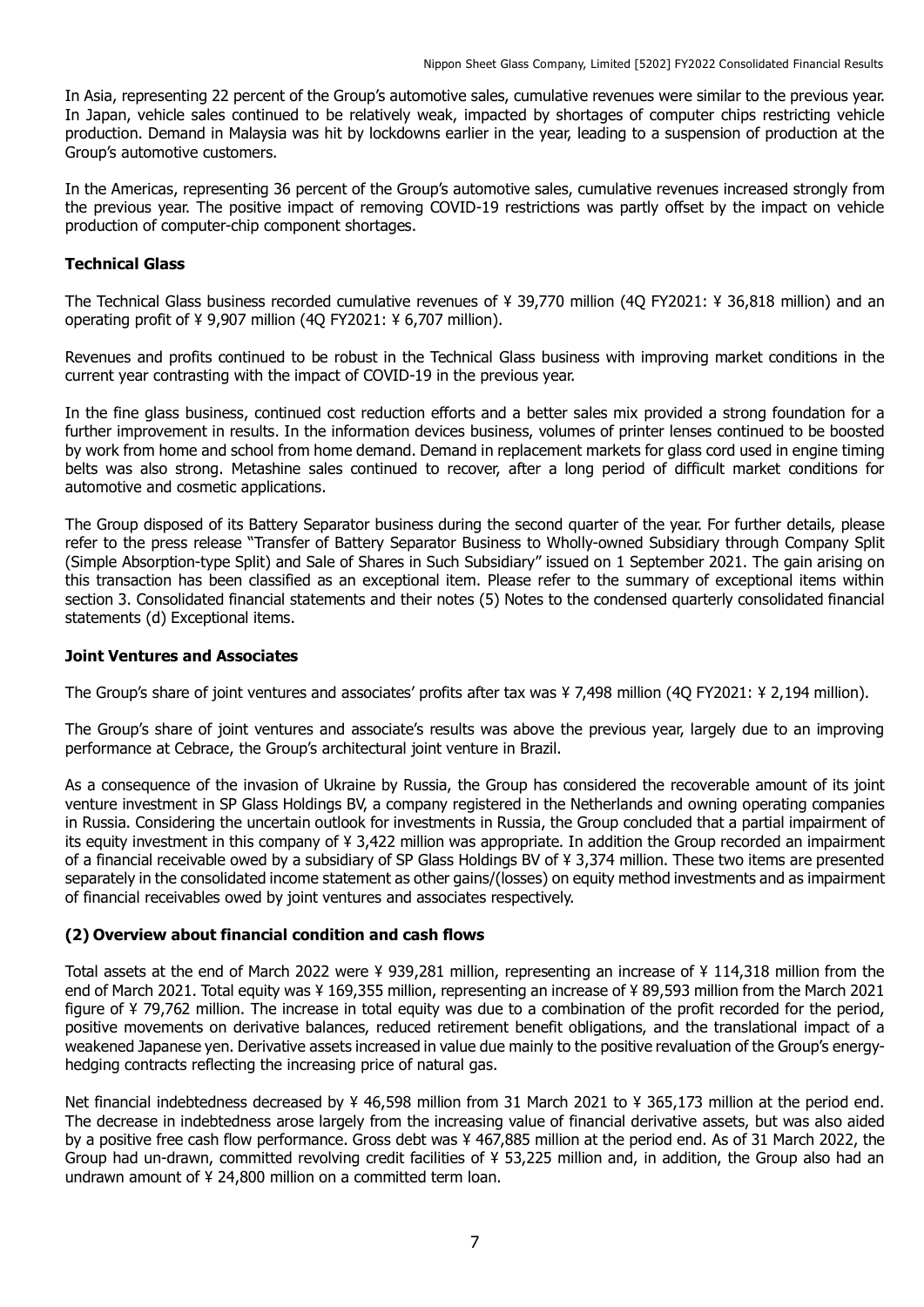In Asia, representing 22 percent of the Group's automotive sales, cumulative revenues were similar to the previous year. In Japan, vehicle sales continued to be relatively weak, impacted by shortages of computer chips restricting vehicle production. Demand in Malaysia was hit by lockdowns earlier in the year, leading to a suspension of production at the Group's automotive customers.

In the Americas, representing 36 percent of the Group's automotive sales, cumulative revenues increased strongly from the previous year. The positive impact of removing COVID-19 restrictions was partly offset by the impact on vehicle production of computer-chip component shortages.

**Technical Glass**

The Technical Glass business recorded cumulative revenues of ¥ 39,770 million (4Q FY2021: ¥ 36,818 million) and an operating profit of ¥ 9,907 million (4Q FY2021: ¥ 6,707 million).

Revenues and profits continued to be robust in the Technical Glass business with improving market conditions in the current year contrasting with the impact of COVID-19 in the previous year.

In the fine glass business, continued cost reduction efforts and a better sales mix provided a strong foundation for a further improvement in results. In the information devices business, volumes of printer lenses continued to be boosted by work from home and school from home demand. Demand in replacement markets for glass cord used in engine timing belts was also strong. Metashine sales continued to recover, after a long period of difficult market conditions for automotive and cosmetic applications.

The Group disposed of its Battery Separator business during the second quarter of the year. For further details, please refer to the press release "Transfer of Battery Separator Business to Wholly-owned Subsidiary through Company Split (Simple Absorption-type Split) and Sale of Shares in Such Subsidiary" issued on 1 September 2021. The gain arising on this transaction has been classified as an exceptional item. Please refer to the summary of exceptional items within section 3. Consolidated financial statements and their notes (5) Notes to the condensed quarterly consolidated financial statements (d) Exceptional items.

**Joint Ventures and Associates**

The Group's share of joint ventures and associates' profits after tax was ¥ 7,498 million (4Q FY2021: ¥ 2,194 million).

The Group's share of joint ventures and associate's results was above the previous year, largely due to an improving performance at Cebrace, the Group's architectural joint venture in Brazil.

As a consequence of the invasion of Ukraine by Russia, the Group has considered the recoverable amount of its joint venture investment in SP Glass Holdings BV, a company registered in the Netherlands and owning operating companies in Russia. Considering the uncertain outlook for investments in Russia, the Group concluded that a partial impairment of its equity investment in this company of ¥ 3,422 million was appropriate. In addition the Group recorded an impairment of a financial receivable owed by a subsidiary of SP Glass Holdings BV of ¥ 3,374 million. These two items are presented separately in the consolidated income statement as other gains/(losses) on equity method investments and as impairment of financial receivables owed by joint ventures and associates respectively.

## (2) Overview about financial condition and cash flows

Total assets at the end of March 2022 were ¥ 939,281 million, representing an increase of ¥ 114,318 million from the end of March 2021. Total equity was ¥ 169,355 million, representing an increase of ¥ 89,593 million from the March 2021 figure of ¥ 79,762 million. The increase in total equity was due to a combination of the profit recorded for the period, positive movements on derivative balances, reduced retirement benefit obligations, and the translational impact of a weakened Japanese yen. Derivative assets increased in value due mainly to the positive revaluation of the Group's energy-hedging contracts reflecting the increasing price of natural gas.

Net financial indebtedness decreased by ¥ 46,598 million from 31 March 2021 to ¥ 365,173 million at the period end. The decrease in indebtedness arose largely from the increasing value of financial derivative assets, but was also aided by a positive free cash flow performance. Gross debt was ¥ 467,885 million at the period end. As of 31 March 2022, the Group had un-drawn, committed revolving credit facilities of ¥ 53,225 million and, in addition, the Group also had an undrawn amount of ¥ 24,800 million on a committed term loan.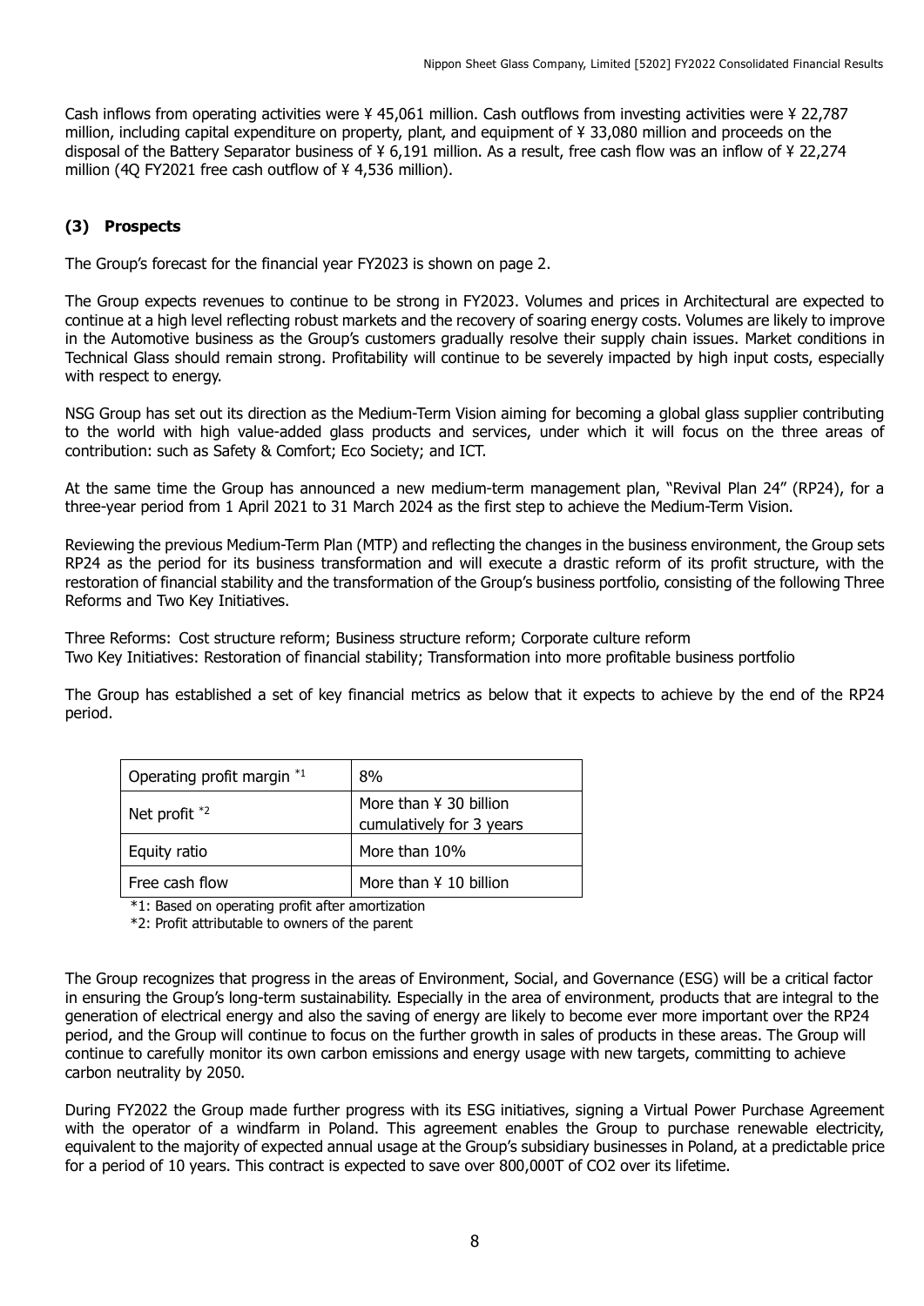Cash inflows from operating activities were ¥ 45,061 million. Cash outflows from investing activities were ¥ 22,787 million, including capital expenditure on property, plant, and equipment of ¥ 33,080 million and proceeds on the disposal of the Battery Separator business of ¥ 6,191 million. As a result, free cash flow was an inflow of ¥ 22,274 million (4Q FY2021 free cash outflow of ¥ 4,536 million).

### (3) Prospects

The Group's forecast for the financial year FY2023 is shown on page 2.

The Group expects revenues to continue to be strong in FY2023. Volumes and prices in Architectural are expected to continue at a high level reflecting robust markets and the recovery of soaring energy costs. Volumes are likely to improve in the Automotive business as the Group's customers gradually resolve their supply chain issues. Market conditions in Technical Glass should remain strong. Profitability will continue to be severely impacted by high input costs, especially with respect to energy.

NSG Group has set out its direction as the Medium-Term Vision aiming for becoming a global glass supplier contributing to the world with high value-added glass products and services, under which it will focus on the three areas of contribution: such as Safety & Comfort; Eco Society; and ICT.

At the same time the Group has announced a new medium-term management plan, "Revival Plan 24" (RP24), for a three-year period from 1 April 2021 to 31 March 2024 as the first step to achieve the Medium-Term Vision.

Reviewing the previous Medium-Term Plan (MTP) and reflecting the changes in the business environment, the Group sets RP24 as the period for its business transformation and will execute a drastic reform of its profit structure, with the restoration of financial stability and the transformation of the Group's business portfolio, consisting of the following Three Reforms and Two Key Initiatives.

Three Reforms: Cost structure reform; Business structure reform; Corporate culture reform
Two Key Initiatives: Restoration of financial stability; Transformation into more profitable business portfolio

The Group has established a set of key financial metrics as below that it expects to achieve by the end of the RP24 period.

| Metric | Target |
|---|---|
| Operating profit margin [*1] | 8% |
| Net profit [*2] | More than ¥ 30 billion cumulatively for 3 years |
| Equity ratio | More than 10% |
| Free cash flow | More than ¥ 10 billion |

*1: Based on operating profit after amortization
*2: Profit attributable to owners of the parent

The Group recognizes that progress in the areas of Environment, Social, and Governance (ESG) will be a critical factor in ensuring the Group's long-term sustainability. Especially in the area of environment, products that are integral to the generation of electrical energy and also the saving of energy are likely to become ever more important over the RP24 period, and the Group will continue to focus on the further growth in sales of products in these areas. The Group will continue to carefully monitor its own carbon emissions and energy usage with new targets, committing to achieve carbon neutrality by 2050.

During FY2022 the Group made further progress with its ESG initiatives, signing a Virtual Power Purchase Agreement with the operator of a windfarm in Poland. This agreement enables the Group to purchase renewable electricity, equivalent to the majority of expected annual usage at the Group's subsidiary businesses in Poland, at a predictable price for a period of 10 years. This contract is expected to save over 800,000T of $CO_2$ over its lifetime.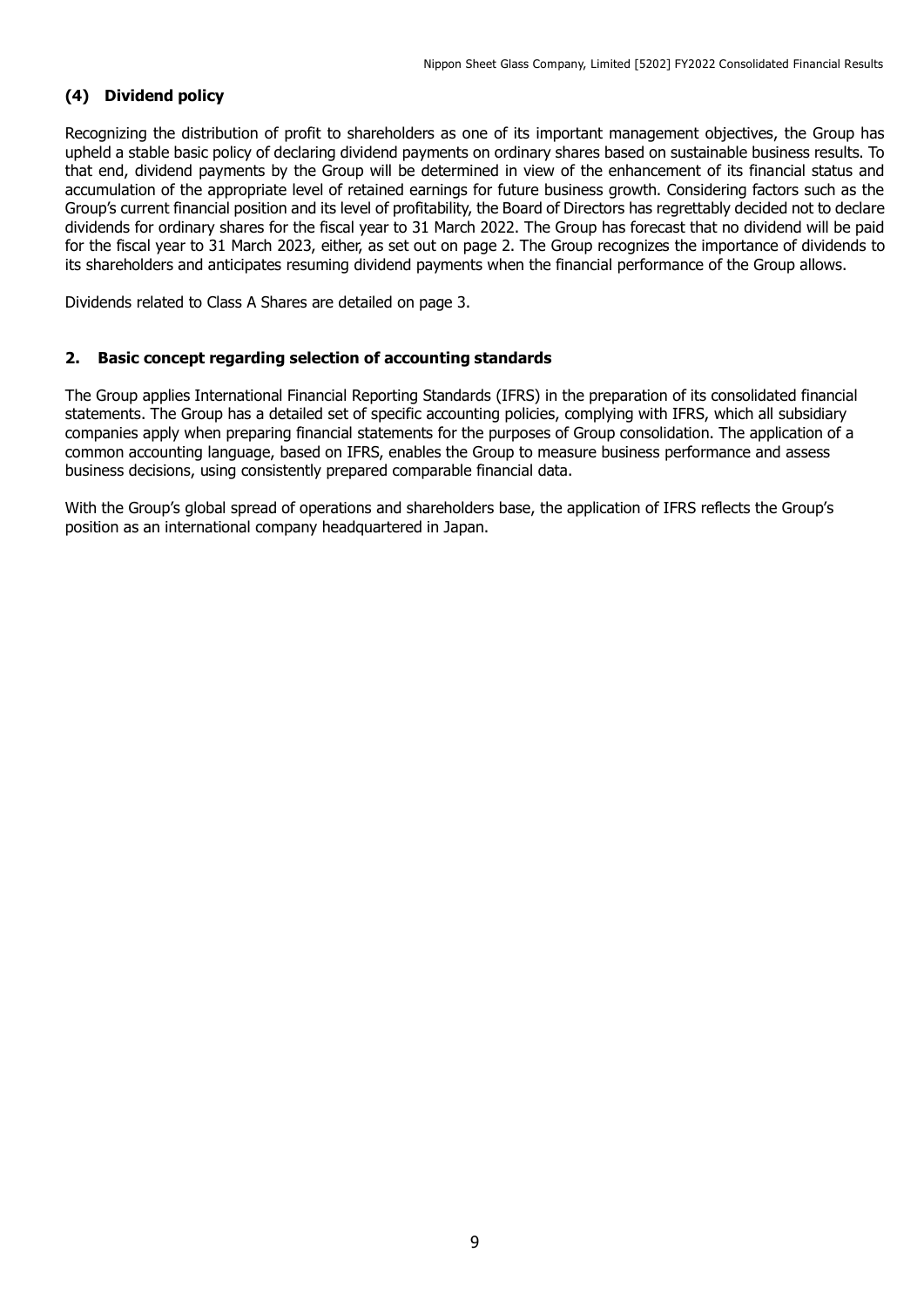### (4) Dividend policy

Recognizing the distribution of profit to shareholders as one of its important management objectives, the Group has upheld a stable basic policy of declaring dividend payments on ordinary shares based on sustainable business results. To that end, dividend payments by the Group will be determined in view of the enhancement of its financial status and accumulation of the appropriate level of retained earnings for future business growth. Considering factors such as the Group's current financial position and its level of profitability, the Board of Directors has regrettably decided not to declare dividends for ordinary shares for the fiscal year to 31 March 2022. The Group has forecast that no dividend will be paid for the fiscal year to 31 March 2023, either, as set out on page 2. The Group recognizes the importance of dividends to its shareholders and anticipates resuming dividend payments when the financial performance of the Group allows.

Dividends related to Class A Shares are detailed on page 3.

## 2. Basic concept regarding selection of accounting standards

The Group applies International Financial Reporting Standards (IFRS) in the preparation of its consolidated financial statements. The Group has a detailed set of specific accounting policies, complying with IFRS, which all subsidiary companies apply when preparing financial statements for the purposes of Group consolidation. The application of a common accounting language, based on IFRS, enables the Group to measure business performance and assess business decisions, using consistently prepared comparable financial data.

With the Group's global spread of operations and shareholders base, the application of IFRS reflects the Group's position as an international company headquartered in Japan.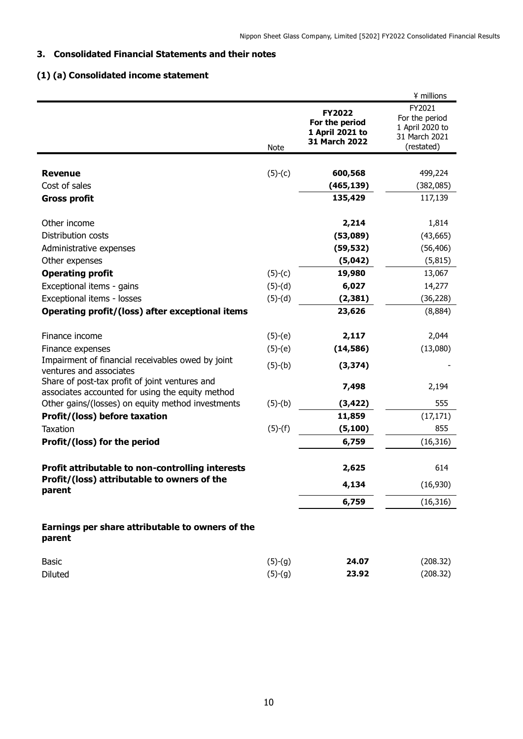## 3. Consolidated Financial Statements and their notes

### (1) (a) Consolidated income statement

¥ millions

| | Note | **FY2022 For the period 1 April 2021 to 31 March 2022** | FY2021 For the period 1 April 2020 to 31 March 2021 (restated) |
|---|---|---|---|
| **Revenue** | (5)-(c) | **600,568** | 499,224 |
| Cost of sales | | **(465,139)** | (382,085) |
| **Gross profit** | | **135,429** | 117,139 |
| Other income | | **2,214** | 1,814 |
| Distribution costs | | **(53,089)** | (43,665) |
| Administrative expenses | | **(59,532)** | (56,406) |
| Other expenses | | **(5,042)** | (5,815) |
| **Operating profit** | (5)-(c) | **19,980** | 13,067 |
| Exceptional items - gains | (5)-(d) | **6,027** | 14,277 |
| Exceptional items - losses | (5)-(d) | **(2,381)** | (36,228) |
| **Operating profit/(loss) after exceptional items** | | **23,626** | (8,884) |
| Finance income | (5)-(e) | **2,117** | 2,044 |
| Finance expenses | (5)-(e) | **(14,586)** | (13,080) |
| Impairment of financial receivables owed by joint ventures and associates | (5)-(b) | **(3,374)** | - |
| Share of post-tax profit of joint ventures and associates accounted for using the equity method | | **7,498** | 2,194 |
| Other gains/(losses) on equity method investments | (5)-(b) | **(3,422)** | 555 |
| **Profit/(loss) before taxation** | | **11,859** | (17,171) |
| Taxation | (5)-(f) | **(5,100)** | 855 |
| **Profit/(loss) for the period** | | **6,759** | (16,316) |
| **Profit attributable to non-controlling interests** | | **2,625** | 614 |
| **Profit/(loss) attributable to owners of the parent** | | **4,134** | (16,930) |
| | | **6,759** | (16,316) |
| **Earnings per share attributable to owners of the parent** | | | |
| Basic | (5)-(g) | **24.07** | (208.32) |
| Diluted | (5)-(g) | **23.92** | (208.32) |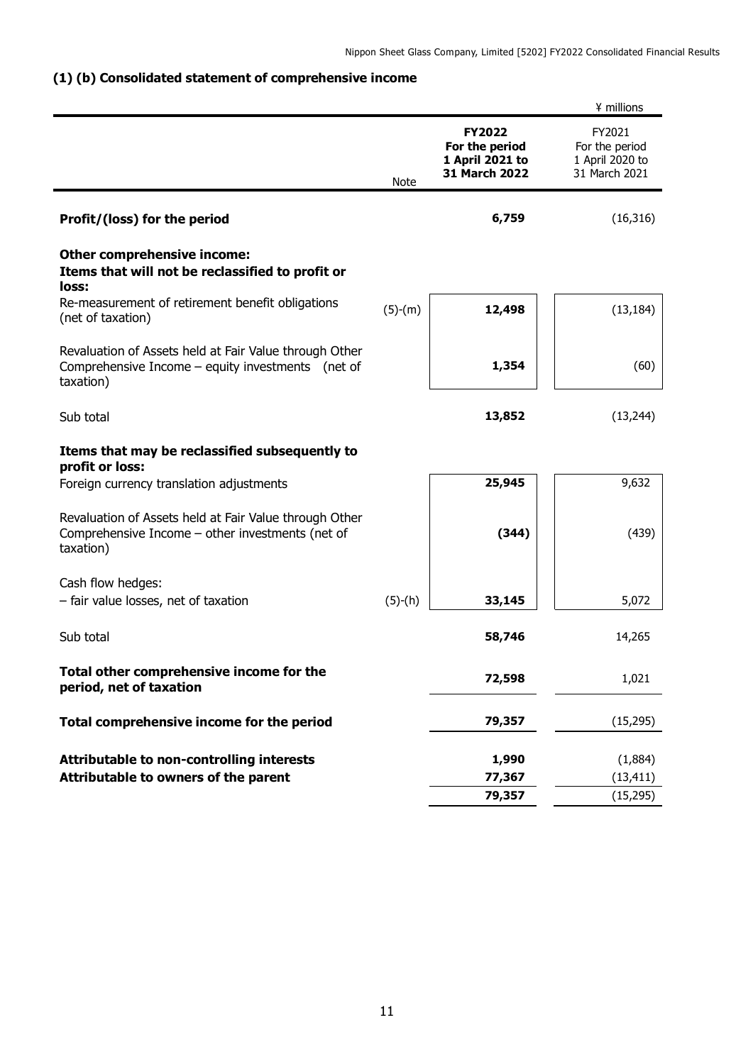### (1) (b) Consolidated statement of comprehensive income

¥ millions

| | Note | **FY2022 For the period 1 April 2021 to 31 March 2022** | FY2021 For the period 1 April 2020 to 31 March 2021 |
|---|---|---|---|
| **Profit/(loss) for the period** | | **6,759** | (16,316) |
| **Other comprehensive income:** | | | |
| **Items that will not be reclassified to profit or loss:** | | | |
| Re-measurement of retirement benefit obligations (net of taxation) | (5)-(m) | **12,498** | (13,184) |
| Revaluation of Assets held at Fair Value through Other Comprehensive Income – equity investments (net of taxation) | | **1,354** | (60) |
| Sub total | | **13,852** | (13,244) |
| **Items that may be reclassified subsequently to profit or loss:** | | | |
| Foreign currency translation adjustments | | **25,945** | 9,632 |
| Revaluation of Assets held at Fair Value through Other Comprehensive Income – other investments (net of taxation) | | **(344)** | (439) |
| Cash flow hedges: | | | |
| – fair value losses, net of taxation | (5)-(h) | **33,145** | 5,072 |
| Sub total | | **58,746** | 14,265 |
| **Total other comprehensive income for the period, net of taxation** | | **72,598** | 1,021 |
| **Total comprehensive income for the period** | | **79,357** | (15,295) |
| **Attributable to non-controlling interests** | | **1,990** | (1,884) |
| **Attributable to owners of the parent** | | **77,367** | (13,411) |
| | | **79,357** | (15,295) |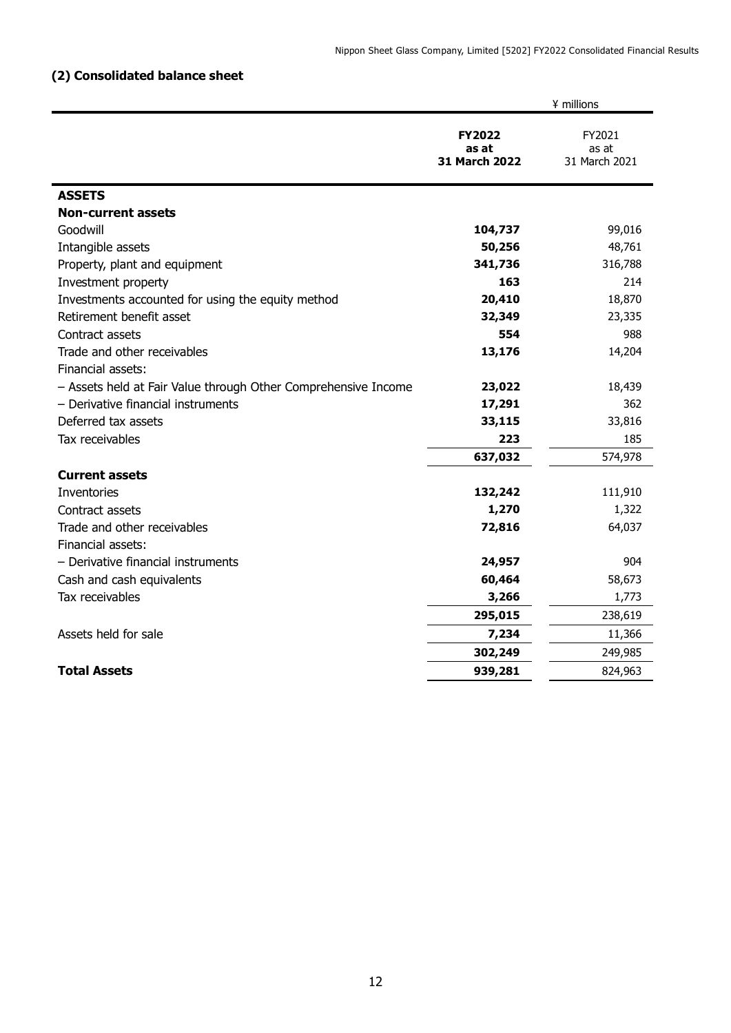## (2) Consolidated balance sheet

| | ¥ millions | |
|---|---|---|
| | **FY2022 as at 31 March 2022** | FY2021 as at 31 March 2021 |
| **ASSETS** | | |
| **Non-current assets** | | |
| Goodwill | **104,737** | 99,016 |
| Intangible assets | **50,256** | 48,761 |
| Property, plant and equipment | **341,736** | 316,788 |
| Investment property | **163** | 214 |
| Investments accounted for using the equity method | **20,410** | 18,870 |
| Retirement benefit asset | **32,349** | 23,335 |
| Contract assets | **554** | 988 |
| Trade and other receivables | **13,176** | 14,204 |
| Financial assets: | | |
| – Assets held at Fair Value through Other Comprehensive Income | **23,022** | 18,439 |
| – Derivative financial instruments | **17,291** | 362 |
| Deferred tax assets | **33,115** | 33,816 |
| Tax receivables | **223** | 185 |
| | **637,032** | 574,978 |
| **Current assets** | | |
| Inventories | **132,242** | 111,910 |
| Contract assets | **1,270** | 1,322 |
| Trade and other receivables | **72,816** | 64,037 |
| Financial assets: | | |
| – Derivative financial instruments | **24,957** | 904 |
| Cash and cash equivalents | **60,464** | 58,673 |
| Tax receivables | **3,266** | 1,773 |
| | **295,015** | 238,619 |
| Assets held for sale | **7,234** | 11,366 |
| | **302,249** | 249,985 |
| **Total Assets** | **939,281** | 824,963 |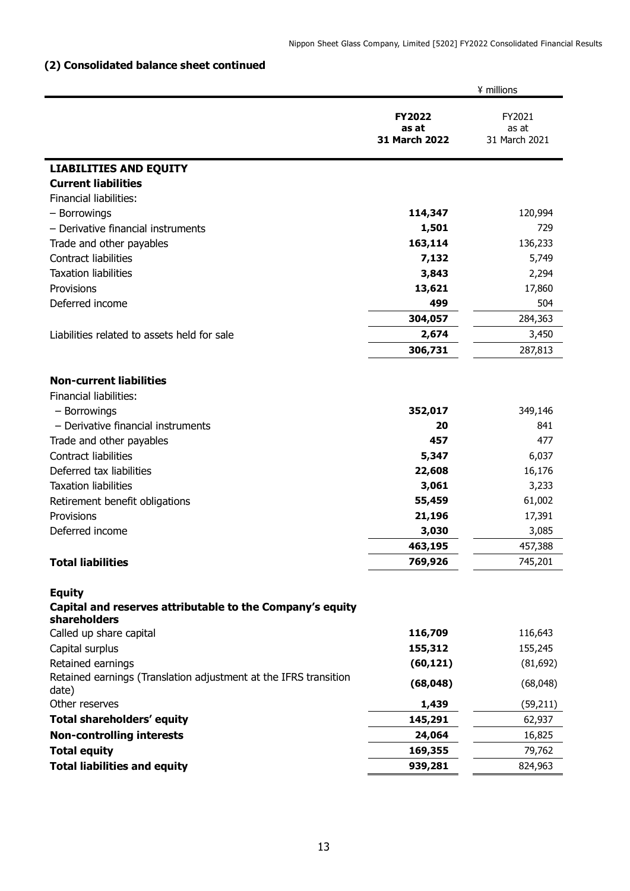## (2) Consolidated balance sheet continued

| | ¥ millions | |
|---|---|---|
| | **FY2022 as at 31 March 2022** | FY2021 as at 31 March 2021 |
| **LIABILITIES AND EQUITY** | | |
| **Current liabilities** | | |
| Financial liabilities: | | |
| – Borrowings | **114,347** | 120,994 |
| – Derivative financial instruments | **1,501** | 729 |
| Trade and other payables | **163,114** | 136,233 |
| Contract liabilities | **7,132** | 5,749 |
| Taxation liabilities | **3,843** | 2,294 |
| Provisions | **13,621** | 17,860 |
| Deferred income | **499** | 504 |
| | **304,057** | 284,363 |
| Liabilities related to assets held for sale | **2,674** | 3,450 |
| | **306,731** | 287,813 |
| **Non-current liabilities** | | |
| Financial liabilities: | | |
| – Borrowings | **352,017** | 349,146 |
| – Derivative financial instruments | **20** | 841 |
| Trade and other payables | **457** | 477 |
| Contract liabilities | **5,347** | 6,037 |
| Deferred tax liabilities | **22,608** | 16,176 |
| Taxation liabilities | **3,061** | 3,233 |
| Retirement benefit obligations | **55,459** | 61,002 |
| Provisions | **21,196** | 17,391 |
| Deferred income | **3,030** | 3,085 |
| | **463,195** | 457,388 |
| **Total liabilities** | **769,926** | 745,201 |
| **Equity** | | |
| **Capital and reserves attributable to the Company's equity shareholders** | | |
| Called up share capital | **116,709** | 116,643 |
| Capital surplus | **155,312** | 155,245 |
| Retained earnings | **(60,121)** | (81,692) |
| Retained earnings (Translation adjustment at the IFRS transition date) | **(68,048)** | (68,048) |
| Other reserves | **1,439** | (59,211) |
| **Total shareholders' equity** | **145,291** | 62,937 |
| **Non-controlling interests** | **24,064** | 16,825 |
| **Total equity** | **169,355** | 79,762 |
| **Total liabilities and equity** | **939,281** | 824,963 |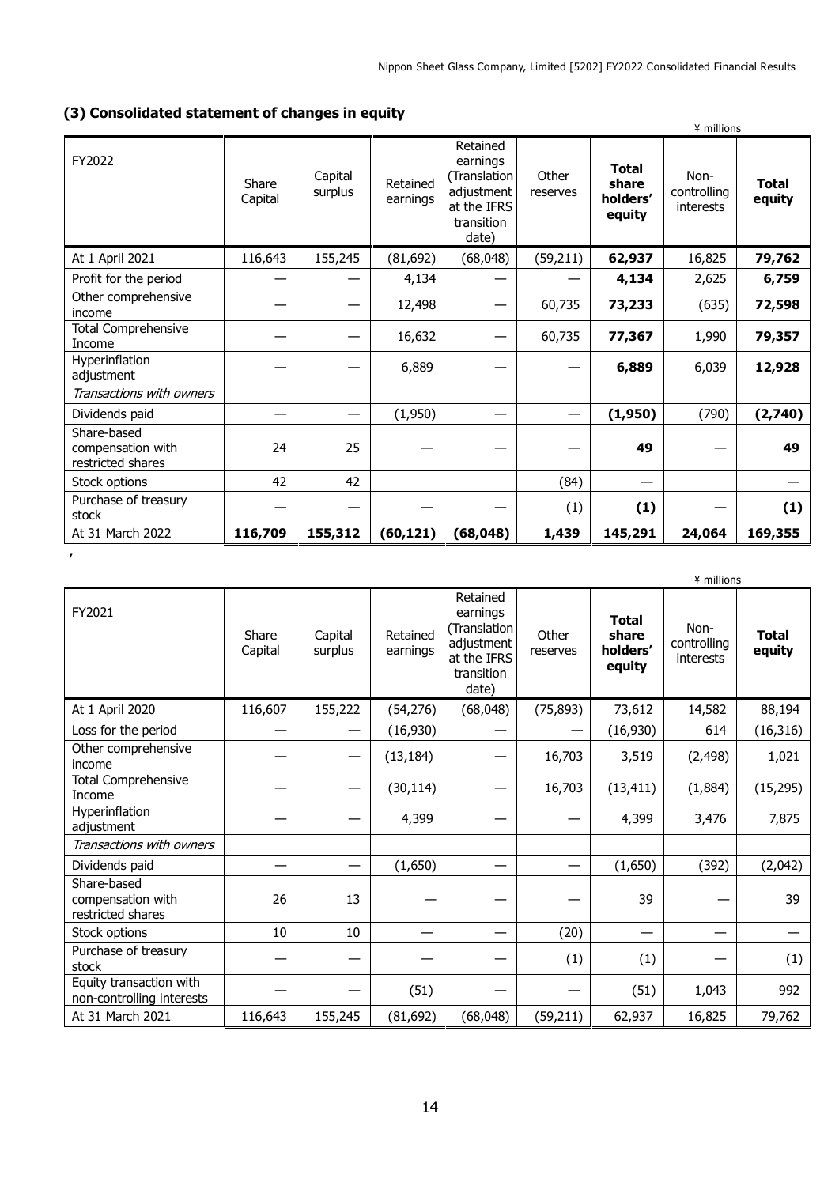### (3) Consolidated statement of changes in equity

¥ millions

| FY2022 | Share Capital | Capital surplus | Retained earnings | Retained earnings (Translation adjustment at the IFRS transition date) | Other reserves | **Total share holders' equity** | Non-controlling interests | **Total equity** |
|---|---|---|---|---|---|---|---|---|
| At 1 April 2021 | 116,643 | 155,245 | (81,692) | (68,048) | (59,211) | **62,937** | 16,825 | **79,762** |
| Profit for the period | — | — | 4,134 | — | — | **4,134** | 2,625 | **6,759** |
| Other comprehensive income | — | — | 12,498 | — | 60,735 | **73,233** | (635) | **72,598** |
| Total Comprehensive Income | — | — | 16,632 | — | 60,735 | **77,367** | 1,990 | **79,357** |
| Hyperinflation adjustment | — | — | 6,889 | — | — | **6,889** | 6,039 | **12,928** |
| *Transactions with owners* | | | | | | | | |
| Dividends paid | — | — | (1,950) | — | — | **(1,950)** | (790) | **(2,740)** |
| Share-based compensation with restricted shares | 24 | 25 | — | — | — | **49** | — | **49** |
| Stock options | 42 | 42 | | | (84) | — | | — |
| Purchase of treasury stock | — | — | — | — | (1) | **(1)** | — | **(1)** |
| At 31 March 2022 | **116,709** | **155,312** | **(60,121)** | **(68,048)** | **1,439** | **145,291** | **24,064** | **169,355** |

¥ millions

| FY2021 | Share Capital | Capital surplus | Retained earnings | Retained earnings (Translation adjustment at the IFRS transition date) | Other reserves | **Total share holders' equity** | Non-controlling interests | **Total equity** |
|---|---|---|---|---|---|---|---|---|
| At 1 April 2020 | 116,607 | 155,222 | (54,276) | (68,048) | (75,893) | 73,612 | 14,582 | 88,194 |
| Loss for the period | — | — | (16,930) | — | — | (16,930) | 614 | (16,316) |
| Other comprehensive income | — | — | (13,184) | — | 16,703 | 3,519 | (2,498) | 1,021 |
| Total Comprehensive Income | — | — | (30,114) | — | 16,703 | (13,411) | (1,884) | (15,295) |
| Hyperinflation adjustment | — | — | 4,399 | — | — | 4,399 | 3,476 | 7,875 |
| *Transactions with owners* | | | | | | | | |
| Dividends paid | — | — | (1,650) | — | — | (1,650) | (392) | (2,042) |
| Share-based compensation with restricted shares | 26 | 13 | — | — | — | 39 | — | 39 |
| Stock options | 10 | 10 | — | — | (20) | — | — | — |
| Purchase of treasury stock | — | — | — | — | (1) | (1) | — | (1) |
| Equity transaction with non-controlling interests | — | — | (51) | — | — | (51) | 1,043 | 992 |
| At 31 March 2021 | 116,643 | 155,245 | (81,692) | (68,048) | (59,211) | 62,937 | 16,825 | 79,762 |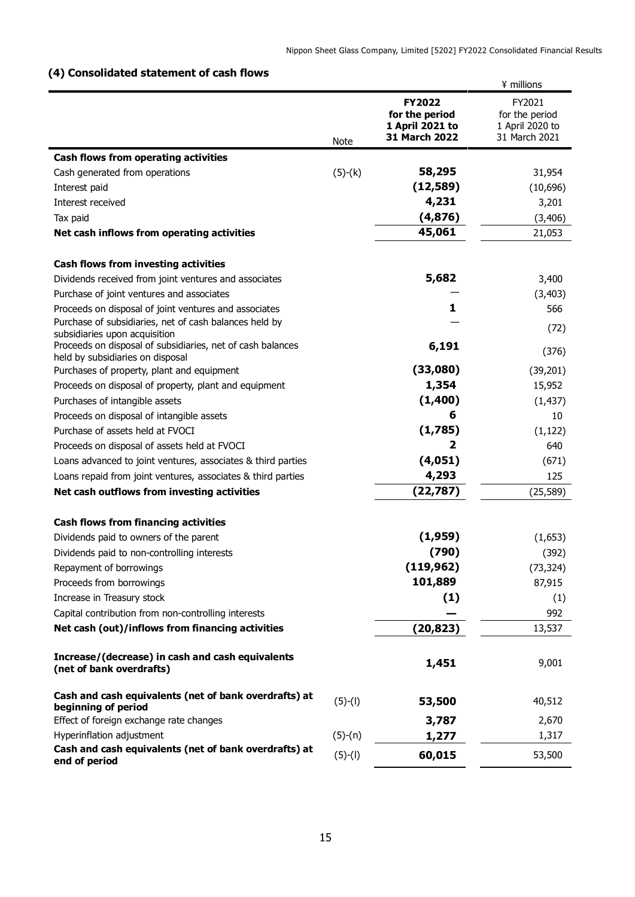### (4) Consolidated statement of cash flows

¥ millions

| | Note | **FY2022 for the period 1 April 2021 to 31 March 2022** | FY2021 for the period 1 April 2020 to 31 March 2021 |
|---|---|---|---|
| **Cash flows from operating activities** | | | |
| Cash generated from operations | (5)-(k) | **58,295** | 31,954 |
| Interest paid | | **(12,589)** | (10,696) |
| Interest received | | **4,231** | 3,201 |
| Tax paid | | **(4,876)** | (3,406) |
| **Net cash inflows from operating activities** | | **45,061** | 21,053 |
| | | | |
| **Cash flows from investing activities** | | | |
| Dividends received from joint ventures and associates | | **5,682** | 3,400 |
| Purchase of joint ventures and associates | | **—** | (3,403) |
| Proceeds on disposal of joint ventures and associates | | **1** | 566 |
| Purchase of subsidiaries, net of cash balances held by subsidiaries upon acquisition | | **—** | (72) |
| Proceeds on disposal of subsidiaries, net of cash balances held by subsidiaries on disposal | | **6,191** | (376) |
| Purchases of property, plant and equipment | | **(33,080)** | (39,201) |
| Proceeds on disposal of property, plant and equipment | | **1,354** | 15,952 |
| Purchases of intangible assets | | **(1,400)** | (1,437) |
| Proceeds on disposal of intangible assets | | **6** | 10 |
| Purchase of assets held at FVOCI | | **(1,785)** | (1,122) |
| Proceeds on disposal of assets held at FVOCI | | **2** | 640 |
| Loans advanced to joint ventures, associates & third parties | | **(4,051)** | (671) |
| Loans repaid from joint ventures, associates & third parties | | **4,293** | 125 |
| **Net cash outflows from investing activities** | | **(22,787)** | (25,589) |
| | | | |
| **Cash flows from financing activities** | | | |
| Dividends paid to owners of the parent | | **(1,959)** | (1,653) |
| Dividends paid to non-controlling interests | | **(790)** | (392) |
| Repayment of borrowings | | **(119,962)** | (73,324) |
| Proceeds from borrowings | | **101,889** | 87,915 |
| Increase in Treasury stock | | **(1)** | (1) |
| Capital contribution from non-controlling interests | | **—** | 992 |
| **Net cash (out)/inflows from financing activities** | | **(20,823)** | 13,537 |
| | | | |
| **Increase/(decrease) in cash and cash equivalents (net of bank overdrafts)** | | **1,451** | 9,001 |
| | | | |
| **Cash and cash equivalents (net of bank overdrafts) at beginning of period** | (5)-(l) | **53,500** | 40,512 |
| Effect of foreign exchange rate changes | | **3,787** | 2,670 |
| Hyperinflation adjustment | (5)-(n) | **1,277** | 1,317 |
| **Cash and cash equivalents (net of bank overdrafts) at end of period** | (5)-(l) | **60,015** | 53,500 |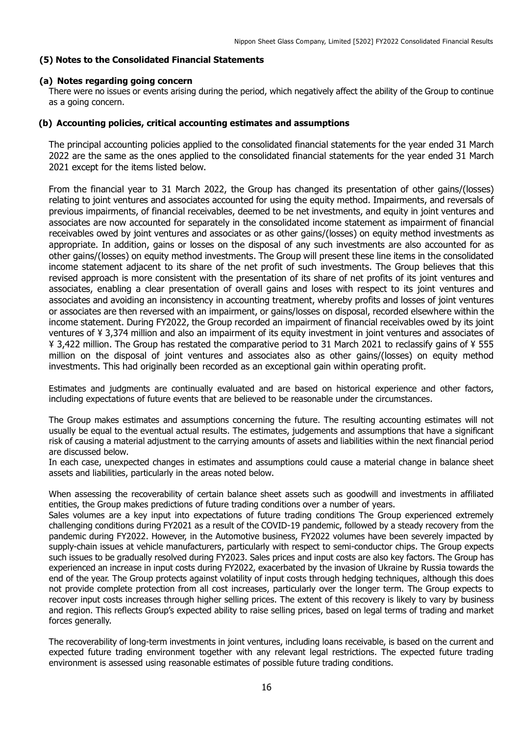## (5) Notes to the Consolidated Financial Statements

### (a) Notes regarding going concern

There were no issues or events arising during the period, which negatively affect the ability of the Group to continue as a going concern.

### (b) Accounting policies, critical accounting estimates and assumptions

The principal accounting policies applied to the consolidated financial statements for the year ended 31 March 2022 are the same as the ones applied to the consolidated financial statements for the year ended 31 March 2021 except for the items listed below.

From the financial year to 31 March 2022, the Group has changed its presentation of other gains/(losses) relating to joint ventures and associates accounted for using the equity method. Impairments, and reversals of previous impairments, of financial receivables, deemed to be net investments, and equity in joint ventures and associates are now accounted for separately in the consolidated income statement as impairment of financial receivables owed by joint ventures and associates or as other gains/(losses) on equity method investments as appropriate. In addition, gains or losses on the disposal of any such investments are also accounted for as other gains/(losses) on equity method investments. The Group will present these line items in the consolidated income statement adjacent to its share of the net profit of such investments. The Group believes that this revised approach is more consistent with the presentation of its share of net profits of its joint ventures and associates, enabling a clear presentation of overall gains and loses with respect to its joint ventures and associates and avoiding an inconsistency in accounting treatment, whereby profits and losses of joint ventures or associates are then reversed with an impairment, or gains/losses on disposal, recorded elsewhere within the income statement. During FY2022, the Group recorded an impairment of financial receivables owed by its joint ventures of ¥ 3,374 million and also an impairment of its equity investment in joint ventures and associates of ¥ 3,422 million. The Group has restated the comparative period to 31 March 2021 to reclassify gains of ¥ 555 million on the disposal of joint ventures and associates also as other gains/(losses) on equity method investments. This had originally been recorded as an exceptional gain within operating profit.

Estimates and judgments are continually evaluated and are based on historical experience and other factors, including expectations of future events that are believed to be reasonable under the circumstances.

The Group makes estimates and assumptions concerning the future. The resulting accounting estimates will not usually be equal to the eventual actual results. The estimates, judgements and assumptions that have a significant risk of causing a material adjustment to the carrying amounts of assets and liabilities within the next financial period are discussed below.
In each case, unexpected changes in estimates and assumptions could cause a material change in balance sheet assets and liabilities, particularly in the areas noted below.

When assessing the recoverability of certain balance sheet assets such as goodwill and investments in affiliated entities, the Group makes predictions of future trading conditions over a number of years.
Sales volumes are a key input into expectations of future trading conditions The Group experienced extremely challenging conditions during FY2021 as a result of the COVID-19 pandemic, followed by a steady recovery from the pandemic during FY2022. However, in the Automotive business, FY2022 volumes have been severely impacted by supply-chain issues at vehicle manufacturers, particularly with respect to semi-conductor chips. The Group expects such issues to be gradually resolved during FY2023. Sales prices and input costs are also key factors. The Group has experienced an increase in input costs during FY2022, exacerbated by the invasion of Ukraine by Russia towards the end of the year. The Group protects against volatility of input costs through hedging techniques, although this does not provide complete protection from all cost increases, particularly over the longer term. The Group expects to recover input costs increases through higher selling prices. The extent of this recovery is likely to vary by business and region. This reflects Group's expected ability to raise selling prices, based on legal terms of trading and market forces generally.

The recoverability of long-term investments in joint ventures, including loans receivable, is based on the current and expected future trading environment together with any relevant legal restrictions. The expected future trading environment is assessed using reasonable estimates of possible future trading conditions.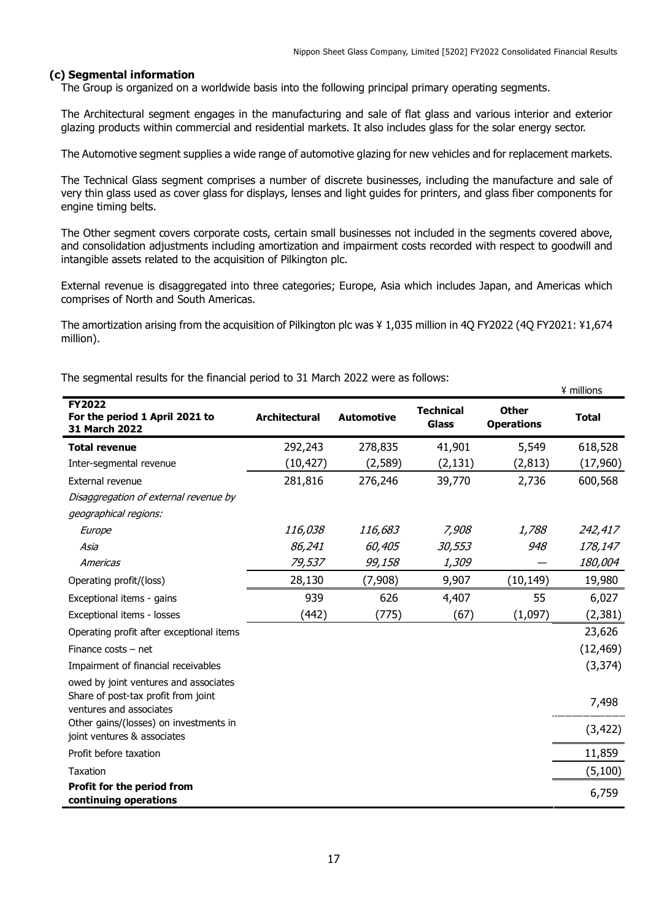### (c) Segmental information

The Group is organized on a worldwide basis into the following principal primary operating segments.

The Architectural segment engages in the manufacturing and sale of flat glass and various interior and exterior glazing products within commercial and residential markets. It also includes glass for the solar energy sector.

The Automotive segment supplies a wide range of automotive glazing for new vehicles and for replacement markets.

The Technical Glass segment comprises a number of discrete businesses, including the manufacture and sale of very thin glass used as cover glass for displays, lenses and light guides for printers, and glass fiber components for engine timing belts.

The Other segment covers corporate costs, certain small businesses not included in the segments covered above, and consolidation adjustments including amortization and impairment costs recorded with respect to goodwill and intangible assets related to the acquisition of Pilkington plc.

External revenue is disaggregated into three categories; Europe, Asia which includes Japan, and Americas which comprises of North and South Americas.

The amortization arising from the acquisition of Pilkington plc was ¥ 1,035 million in 4Q FY2022 (4Q FY2021: ¥1,674 million).

The segmental results for the financial period to 31 March 2022 were as follows:

¥ millions

| **FY2022 For the period 1 April 2021 to 31 March 2022** | **Architectural** | **Automotive** | **Technical Glass** | **Other Operations** | **Total** |
|---|---|---|---|---|---|
| **Total revenue** | 292,243 | 278,835 | 41,901 | 5,549 | 618,528 |
| Inter-segmental revenue | (10,427) | (2,589) | (2,131) | (2,813) | (17,960) |
| External revenue | 281,816 | 276,246 | 39,770 | 2,736 | 600,568 |
| *Disaggregation of external revenue by geographical regions:* | | | | | |
| *Europe* | *116,038* | *116,683* | *7,908* | *1,788* | *242,417* |
| *Asia* | *86,241* | *60,405* | *30,553* | *948* | *178,147* |
| *Americas* | *79,537* | *99,158* | *1,309* | *—* | *180,004* |
| Operating profit/(loss) | 28,130 | (7,908) | 9,907 | (10,149) | 19,980 |
| Exceptional items - gains | 939 | 626 | 4,407 | 55 | 6,027 |
| Exceptional items - losses | (442) | (775) | (67) | (1,097) | (2,381) |
| Operating profit after exceptional items | | | | | 23,626 |
| Finance costs – net | | | | | (12,469) |
| Impairment of financial receivables owed by joint ventures and associates | | | | | (3,374) |
| Share of post-tax profit from joint ventures and associates | | | | | 7,498 |
| Other gains/(losses) on investments in joint ventures & associates | | | | | (3,422) |
| Profit before taxation | | | | | 11,859 |
| Taxation | | | | | (5,100) |
| **Profit for the period from continuing operations** | | | | | 6,759 |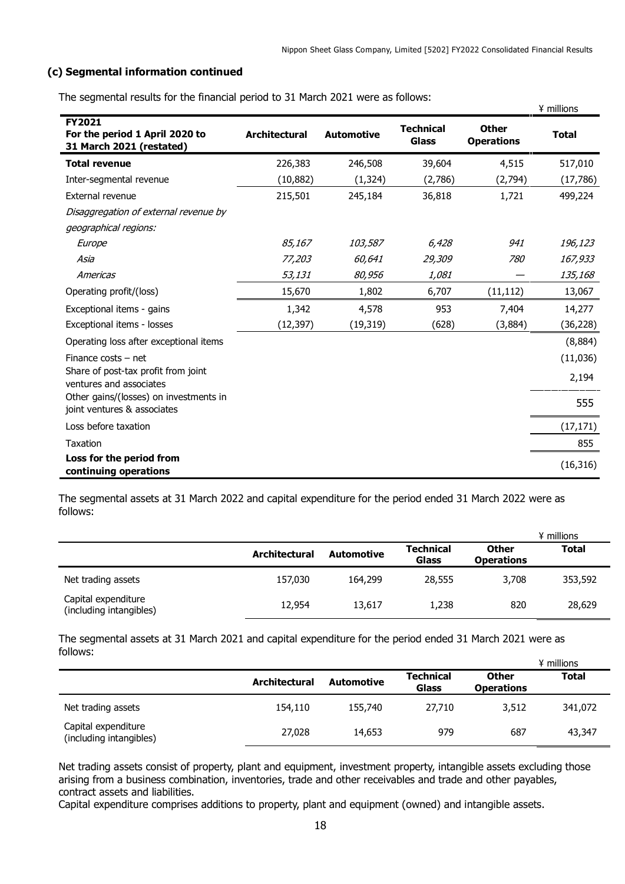### (c) Segmental information continued

The segmental results for the financial period to 31 March 2021 were as follows:

¥ millions

| FY2021 For the period 1 April 2020 to 31 March 2021 (restated) | Architectural | Automotive | Technical Glass | Other Operations | Total |
|---|---|---|---|---|---|
| **Total revenue** | 226,383 | 246,508 | 39,604 | 4,515 | 517,010 |
| Inter-segmental revenue | (10,882) | (1,324) | (2,786) | (2,794) | (17,786) |
| External revenue | 215,501 | 245,184 | 36,818 | 1,721 | 499,224 |
| *Disaggregation of external revenue by geographical regions:* | | | | | |
| *Europe* | *85,167* | *103,587* | *6,428* | *941* | *196,123* |
| *Asia* | *77,203* | *60,641* | *29,309* | *780* | *167,933* |
| *Americas* | *53,131* | *80,956* | *1,081* | *—* | *135,168* |
| Operating profit/(loss) | 15,670 | 1,802 | 6,707 | (11,112) | 13,067 |
| Exceptional items - gains | 1,342 | 4,578 | 953 | 7,404 | 14,277 |
| Exceptional items - losses | (12,397) | (19,319) | (628) | (3,884) | (36,228) |
| Operating loss after exceptional items | | | | | (8,884) |
| Finance costs – net | | | | | (11,036) |
| Share of post-tax profit from joint ventures and associates | | | | | 2,194 |
| Other gains/(losses) on investments in joint ventures & associates | | | | | 555 |
| Loss before taxation | | | | | (17,171) |
| Taxation | | | | | 855 |
| **Loss for the period from continuing operations** | | | | | (16,316) |

The segmental assets at 31 March 2022 and capital expenditure for the period ended 31 March 2022 were as follows:

¥ millions

| | Architectural | Automotive | Technical Glass | Other Operations | Total |
|---|---|---|---|---|---|
| Net trading assets | 157,030 | 164,299 | 28,555 | 3,708 | 353,592 |
| Capital expenditure (including intangibles) | 12,954 | 13,617 | 1,238 | 820 | 28,629 |

The segmental assets at 31 March 2021 and capital expenditure for the period ended 31 March 2021 were as follows:

¥ millions

| | Architectural | Automotive | Technical Glass | Other Operations | Total |
|---|---|---|---|---|---|
| Net trading assets | 154,110 | 155,740 | 27,710 | 3,512 | 341,072 |
| Capital expenditure (including intangibles) | 27,028 | 14,653 | 979 | 687 | 43,347 |

Net trading assets consist of property, plant and equipment, investment property, intangible assets excluding those arising from a business combination, inventories, trade and other receivables and trade and other payables, contract assets and liabilities.
Capital expenditure comprises additions to property, plant and equipment (owned) and intangible assets.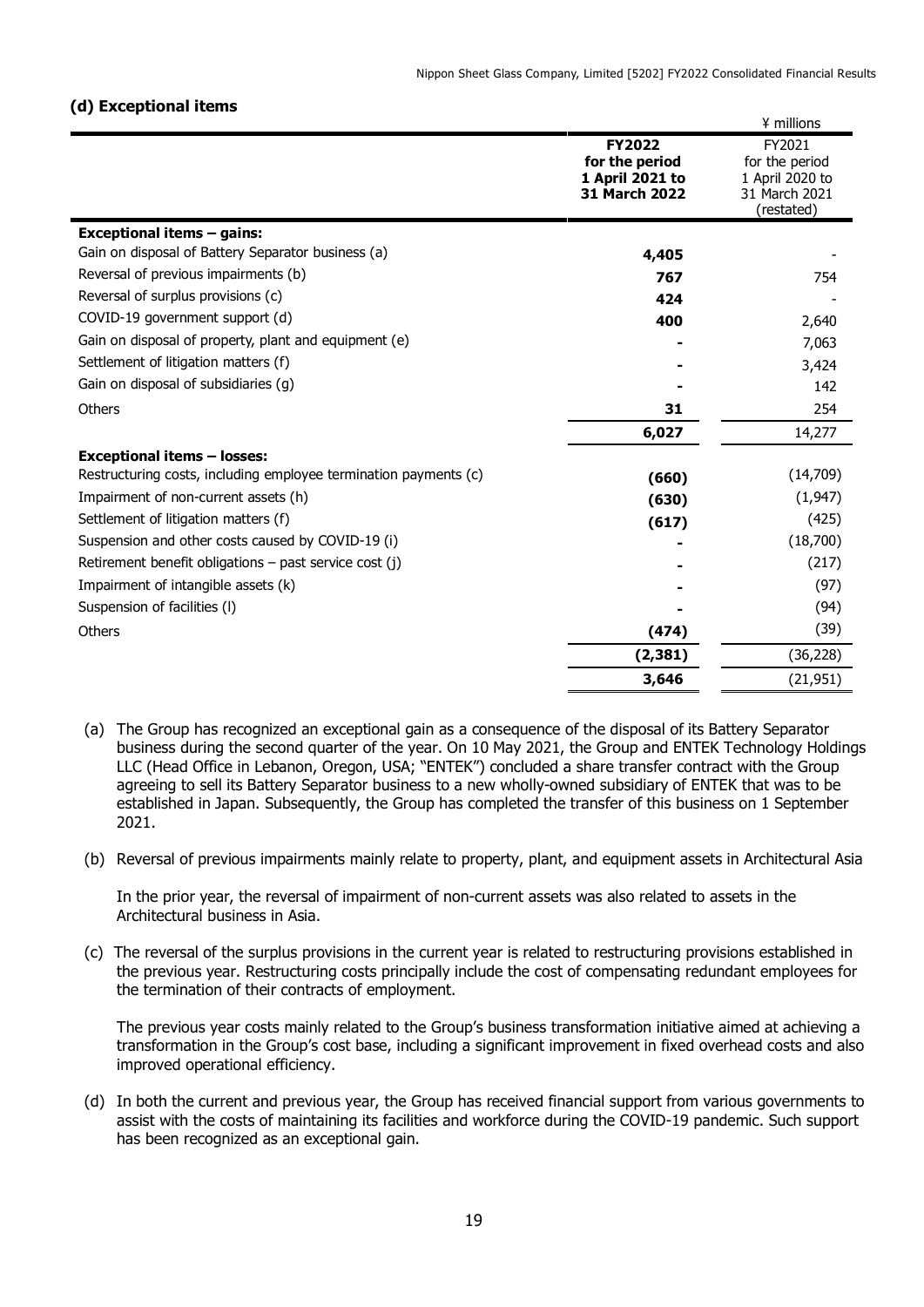### (d) Exceptional items

| | FY2022 for the period 1 April 2021 to 31 March 2022 | FY2021 for the period 1 April 2020 to 31 March 2021 (restated) |
|---|---|---|
| | ¥ millions | |
| **Exceptional items – gains:** | | |
| Gain on disposal of Battery Separator business (a) | **4,405** | - |
| Reversal of previous impairments (b) | **767** | 754 |
| Reversal of surplus provisions (c) | **424** | - |
| COVID-19 government support (d) | **400** | 2,640 |
| Gain on disposal of property, plant and equipment (e) | **-** | 7,063 |
| Settlement of litigation matters (f) | **-** | 3,424 |
| Gain on disposal of subsidiaries (g) | **-** | 142 |
| Others | **31** | 254 |
| | **6,027** | 14,277 |
| **Exceptional items – losses:** | | |
| Restructuring costs, including employee termination payments (c) | **(660)** | (14,709) |
| Impairment of non-current assets (h) | **(630)** | (1,947) |
| Settlement of litigation matters (f) | **(617)** | (425) |
| Suspension and other costs caused by COVID-19 (i) | **-** | (18,700) |
| Retirement benefit obligations – past service cost (j) | **-** | (217) |
| Impairment of intangible assets (k) | **-** | (97) |
| Suspension of facilities (l) | **-** | (94) |
| Others | **(474)** | (39) |
| | **(2,381)** | (36,228) |
| | **3,646** | (21,951) |

(a) The Group has recognized an exceptional gain as a consequence of the disposal of its Battery Separator business during the second quarter of the year. On 10 May 2021, the Group and ENTEK Technology Holdings LLC (Head Office in Lebanon, Oregon, USA; "ENTEK") concluded a share transfer contract with the Group agreeing to sell its Battery Separator business to a new wholly-owned subsidiary of ENTEK that was to be established in Japan. Subsequently, the Group has completed the transfer of this business on 1 September 2021.

(b) Reversal of previous impairments mainly relate to property, plant, and equipment assets in Architectural Asia

In the prior year, the reversal of impairment of non-current assets was also related to assets in the Architectural business in Asia.

(c) The reversal of the surplus provisions in the current year is related to restructuring provisions established in the previous year. Restructuring costs principally include the cost of compensating redundant employees for the termination of their contracts of employment.

The previous year costs mainly related to the Group's business transformation initiative aimed at achieving a transformation in the Group's cost base, including a significant improvement in fixed overhead costs and also improved operational efficiency.

(d) In both the current and previous year, the Group has received financial support from various governments to assist with the costs of maintaining its facilities and workforce during the COVID-19 pandemic. Such support has been recognized as an exceptional gain.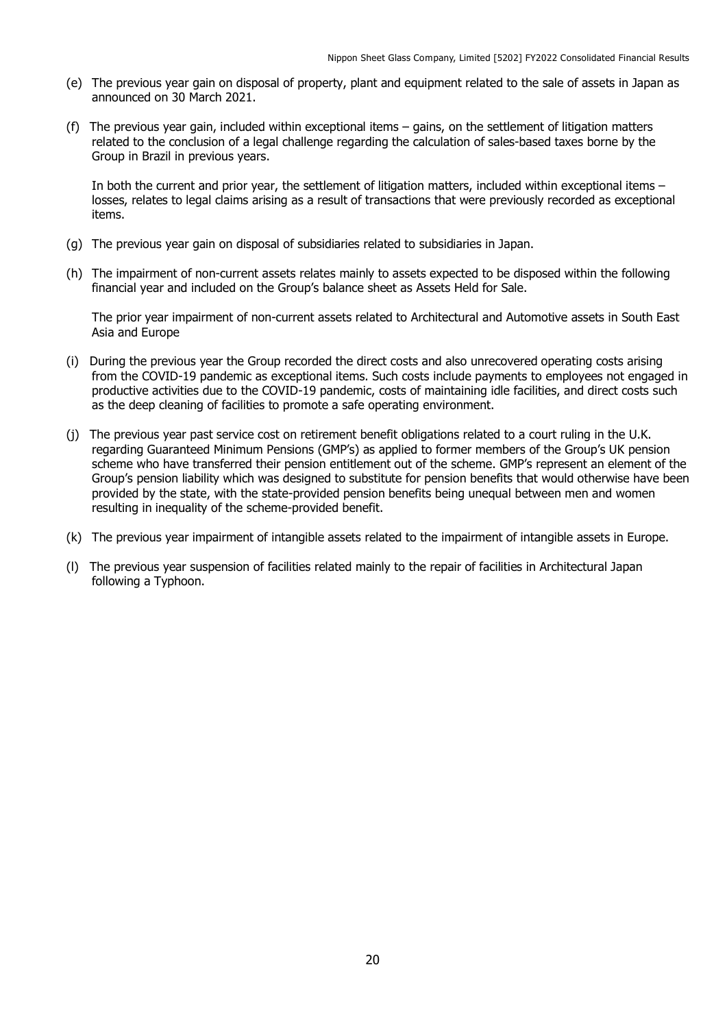(e) The previous year gain on disposal of property, plant and equipment related to the sale of assets in Japan as announced on 30 March 2021.

(f) The previous year gain, included within exceptional items – gains, on the settlement of litigation matters related to the conclusion of a legal challenge regarding the calculation of sales-based taxes borne by the Group in Brazil in previous years.

In both the current and prior year, the settlement of litigation matters, included within exceptional items – losses, relates to legal claims arising as a result of transactions that were previously recorded as exceptional items.

(g) The previous year gain on disposal of subsidiaries related to subsidiaries in Japan.

(h) The impairment of non-current assets relates mainly to assets expected to be disposed within the following financial year and included on the Group's balance sheet as Assets Held for Sale.

The prior year impairment of non-current assets related to Architectural and Automotive assets in South East Asia and Europe

(i) During the previous year the Group recorded the direct costs and also unrecovered operating costs arising from the COVID-19 pandemic as exceptional items. Such costs include payments to employees not engaged in productive activities due to the COVID-19 pandemic, costs of maintaining idle facilities, and direct costs such as the deep cleaning of facilities to promote a safe operating environment.

(j) The previous year past service cost on retirement benefit obligations related to a court ruling in the U.K. regarding Guaranteed Minimum Pensions (GMP's) as applied to former members of the Group's UK pension scheme who have transferred their pension entitlement out of the scheme. GMP's represent an element of the Group's pension liability which was designed to substitute for pension benefits that would otherwise have been provided by the state, with the state-provided pension benefits being unequal between men and women resulting in inequality of the scheme-provided benefit.

(k) The previous year impairment of intangible assets related to the impairment of intangible assets in Europe.

(l) The previous year suspension of facilities related mainly to the repair of facilities in Architectural Japan following a Typhoon.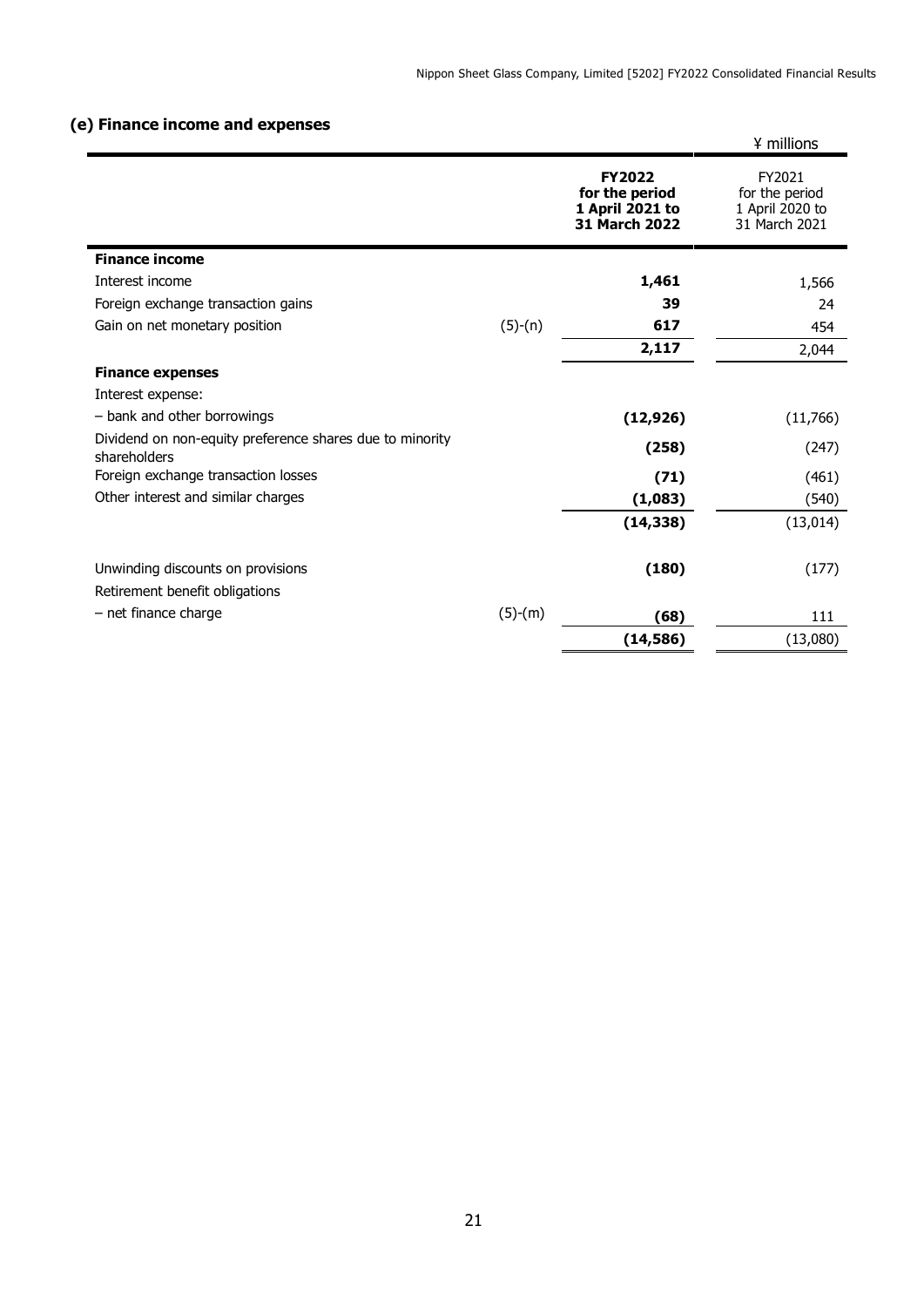### (e) Finance income and expenses

¥ millions

| | | **FY2022 for the period 1 April 2021 to 31 March 2022** | FY2021 for the period 1 April 2020 to 31 March 2021 |
|---|---|---|---|
| **Finance income** | | | |
| Interest income | | **1,461** | 1,566 |
| Foreign exchange transaction gains | | **39** | 24 |
| Gain on net monetary position | (5)-(n) | **617** | 454 |
| | | **2,117** | 2,044 |
| **Finance expenses** | | | |
| Interest expense: | | | |
| – bank and other borrowings | | **(12,926)** | (11,766) |
| Dividend on non-equity preference shares due to minority shareholders | | **(258)** | (247) |
| Foreign exchange transaction losses | | **(71)** | (461) |
| Other interest and similar charges | | **(1,083)** | (540) |
| | | **(14,338)** | (13,014) |
| Unwinding discounts on provisions | | **(180)** | (177) |
| Retirement benefit obligations | | | |
| – net finance charge | (5)-(m) | **(68)** | 111 |
| | | **(14,586)** | (13,080) |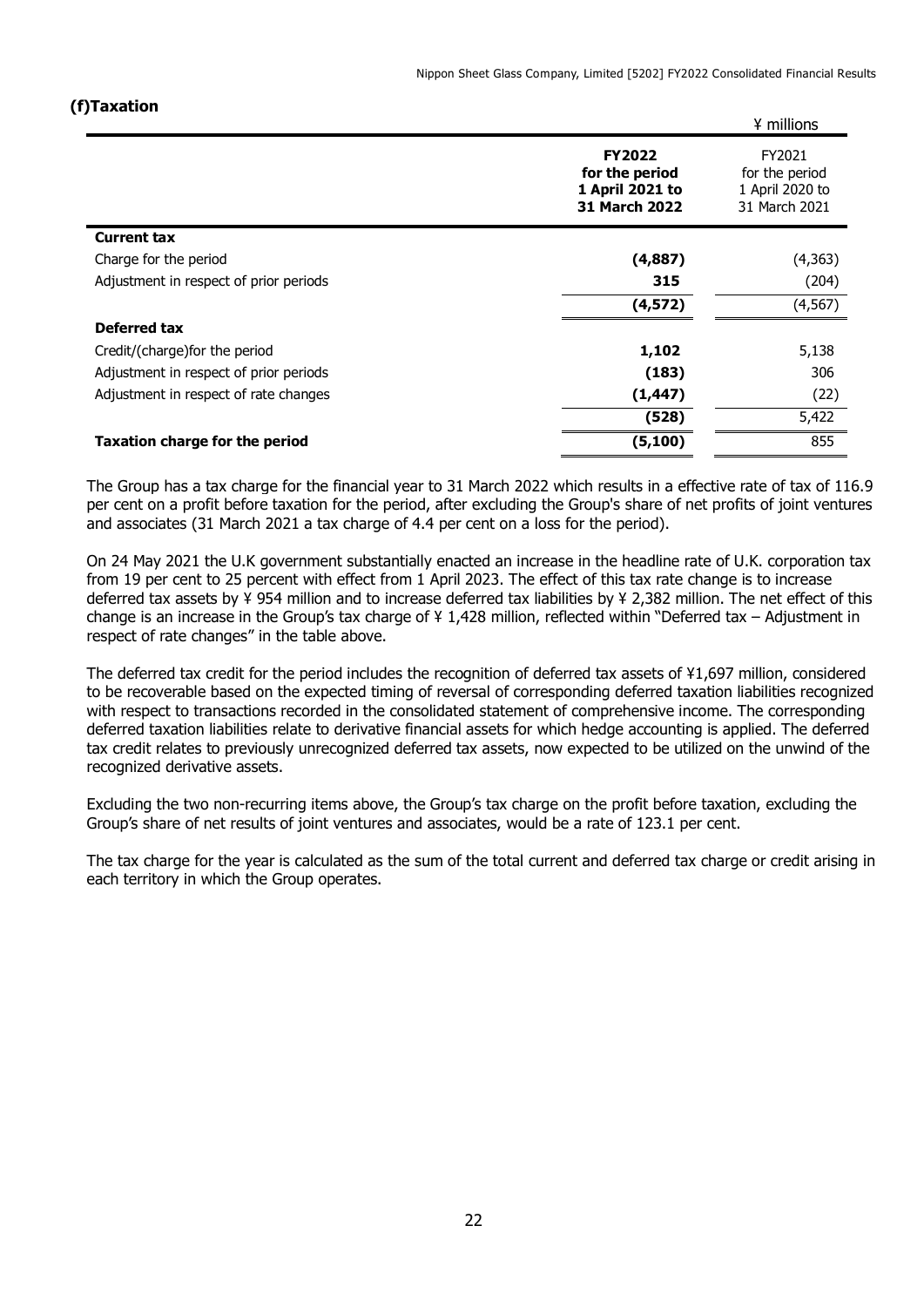### (f)Taxation

| | FY2022 for the period 1 April 2021 to 31 March 2022 | FY2021 for the period 1 April 2020 to 31 March 2021 |
|---|---|---|
| | ¥ millions | |
| **Current tax** | | |
| Charge for the period | **(4,887)** | (4,363) |
| Adjustment in respect of prior periods | **315** | (204) |
| | **(4,572)** | (4,567) |
| **Deferred tax** | | |
| Credit/(charge)for the period | **1,102** | 5,138 |
| Adjustment in respect of prior periods | **(183)** | 306 |
| Adjustment in respect of rate changes | **(1,447)** | (22) |
| | **(528)** | 5,422 |
| **Taxation charge for the period** | **(5,100)** | 855 |

The Group has a tax charge for the financial year to 31 March 2022 which results in a effective rate of tax of 116.9 per cent on a profit before taxation for the period, after excluding the Group's share of net profits of joint ventures and associates (31 March 2021 a tax charge of 4.4 per cent on a loss for the period).

On 24 May 2021 the U.K government substantially enacted an increase in the headline rate of U.K. corporation tax from 19 per cent to 25 percent with effect from 1 April 2023. The effect of this tax rate change is to increase deferred tax assets by ¥ 954 million and to increase deferred tax liabilities by ¥ 2,382 million. The net effect of this change is an increase in the Group's tax charge of ¥ 1,428 million, reflected within "Deferred tax – Adjustment in respect of rate changes" in the table above.

The deferred tax credit for the period includes the recognition of deferred tax assets of ¥1,697 million, considered to be recoverable based on the expected timing of reversal of corresponding deferred taxation liabilities recognized with respect to transactions recorded in the consolidated statement of comprehensive income. The corresponding deferred taxation liabilities relate to derivative financial assets for which hedge accounting is applied. The deferred tax credit relates to previously unrecognized deferred tax assets, now expected to be utilized on the unwind of the recognized derivative assets.

Excluding the two non-recurring items above, the Group's tax charge on the profit before taxation, excluding the Group's share of net results of joint ventures and associates, would be a rate of 123.1 per cent.

The tax charge for the year is calculated as the sum of the total current and deferred tax charge or credit arising in each territory in which the Group operates.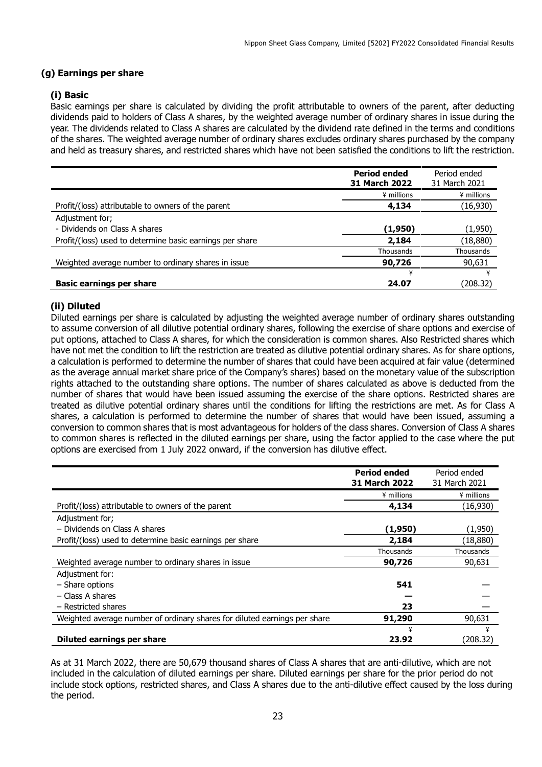## (g) Earnings per share

### (i) Basic

Basic earnings per share is calculated by dividing the profit attributable to owners of the parent, after deducting dividends paid to holders of Class A shares, by the weighted average number of ordinary shares in issue during the year. The dividends related to Class A shares are calculated by the dividend rate defined in the terms and conditions of the shares. The weighted average number of ordinary shares excludes ordinary shares purchased by the company and held as treasury shares, and restricted shares which have not been satisfied the conditions to lift the restriction.

| | **Period ended 31 March 2022** | Period ended 31 March 2021 |
|---|---|---|
| | ¥ millions | ¥ millions |
| Profit/(loss) attributable to owners of the parent | **4,134** | (16,930) |
| Adjustment for; | | |
| - Dividends on Class A shares | **(1,950)** | (1,950) |
| Profit/(loss) used to determine basic earnings per share | **2,184** | (18,880) |
| | Thousands | Thousands |
| Weighted average number to ordinary shares in issue | **90,726** | 90,631 |
| | ¥ | ¥ |
| **Basic earnings per share** | **24.07** | (208.32) |

### (ii) Diluted

Diluted earnings per share is calculated by adjusting the weighted average number of ordinary shares outstanding to assume conversion of all dilutive potential ordinary shares, following the exercise of share options and exercise of put options, attached to Class A shares, for which the consideration is common shares. Also Restricted shares which have not met the condition to lift the restriction are treated as dilutive potential ordinary shares. As for share options, a calculation is performed to determine the number of shares that could have been acquired at fair value (determined as the average annual market share price of the Company's shares) based on the monetary value of the subscription rights attached to the outstanding share options. The number of shares calculated as above is deducted from the number of shares that would have been issued assuming the exercise of the share options. Restricted shares are treated as dilutive potential ordinary shares until the conditions for lifting the restrictions are met. As for Class A shares, a calculation is performed to determine the number of shares that would have been issued, assuming a conversion to common shares that is most advantageous for holders of the class shares. Conversion of Class A shares to common shares is reflected in the diluted earnings per share, using the factor applied to the case where the put options are exercised from 1 July 2022 onward, if the conversion has dilutive effect.

| | **Period ended 31 March 2022** | Period ended 31 March 2021 |
|---|---|---|
| | ¥ millions | ¥ millions |
| Profit/(loss) attributable to owners of the parent | **4,134** | (16,930) |
| Adjustment for; | | |
| – Dividends on Class A shares | **(1,950)** | (1,950) |
| Profit/(loss) used to determine basic earnings per share | **2,184** | (18,880) |
| | Thousands | Thousands |
| Weighted average number to ordinary shares in issue | **90,726** | 90,631 |
| Adjustment for: | | |
| – Share options | **541** | — |
| – Class A shares | **—** | — |
| – Restricted shares | **23** | — |
| Weighted average number of ordinary shares for diluted earnings per share | **91,290** | 90,631 |
| | ¥ | ¥ |
| **Diluted earnings per share** | **23.92** | (208.32) |

As at 31 March 2022, there are 50,679 thousand shares of Class A shares that are anti-dilutive, which are not included in the calculation of diluted earnings per share. Diluted earnings per share for the prior period do not include stock options, restricted shares, and Class A shares due to the anti-dilutive effect caused by the loss during the period.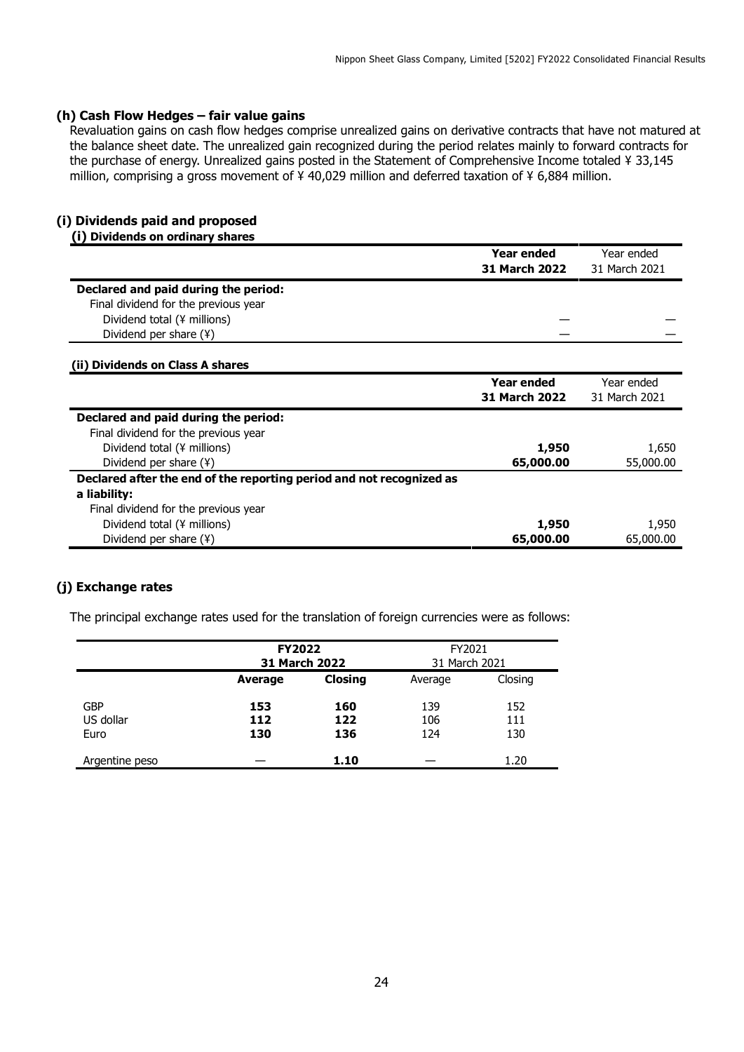### (h) Cash Flow Hedges – fair value gains

Revaluation gains on cash flow hedges comprise unrealized gains on derivative contracts that have not matured at the balance sheet date. The unrealized gain recognized during the period relates mainly to forward contracts for the purchase of energy. Unrealized gains posted in the Statement of Comprehensive Income totaled ¥ 33,145 million, comprising a gross movement of ¥ 40,029 million and deferred taxation of ¥ 6,884 million.

### (i) Dividends paid and proposed

#### (i) Dividends on ordinary shares

| | **Year ended 31 March 2022** | Year ended 31 March 2021 |
|---|---|---|
| **Declared and paid during the period:** | | |
| Final dividend for the previous year | | |
| Dividend total (¥ millions) | — | — |
| Dividend per share (¥) | — | — |

#### (ii) Dividends on Class A shares

| | **Year ended 31 March 2022** | Year ended 31 March 2021 |
|---|---|---|
| **Declared and paid during the period:** | | |
| Final dividend for the previous year | | |
| Dividend total (¥ millions) | **1,950** | 1,650 |
| Dividend per share (¥) | **65,000.00** | 55,000.00 |
| **Declared after the end of the reporting period and not recognized as a liability:** | | |
| Final dividend for the previous year | | |
| Dividend total (¥ millions) | **1,950** | 1,950 |
| Dividend per share (¥) | **65,000.00** | 65,000.00 |

### (j) Exchange rates

The principal exchange rates used for the translation of foreign currencies were as follows:

| | **FY2022 31 March 2022** | | FY2021 31 March 2021 | |
|---|---|---|---|---|
| | **Average** | **Closing** | Average | Closing |
| GBP | **153** | **160** | 139 | 152 |
| US dollar | **112** | **122** | 106 | 111 |
| Euro | **130** | **136** | 124 | 130 |
| Argentine peso | — | **1.10** | — | 1.20 |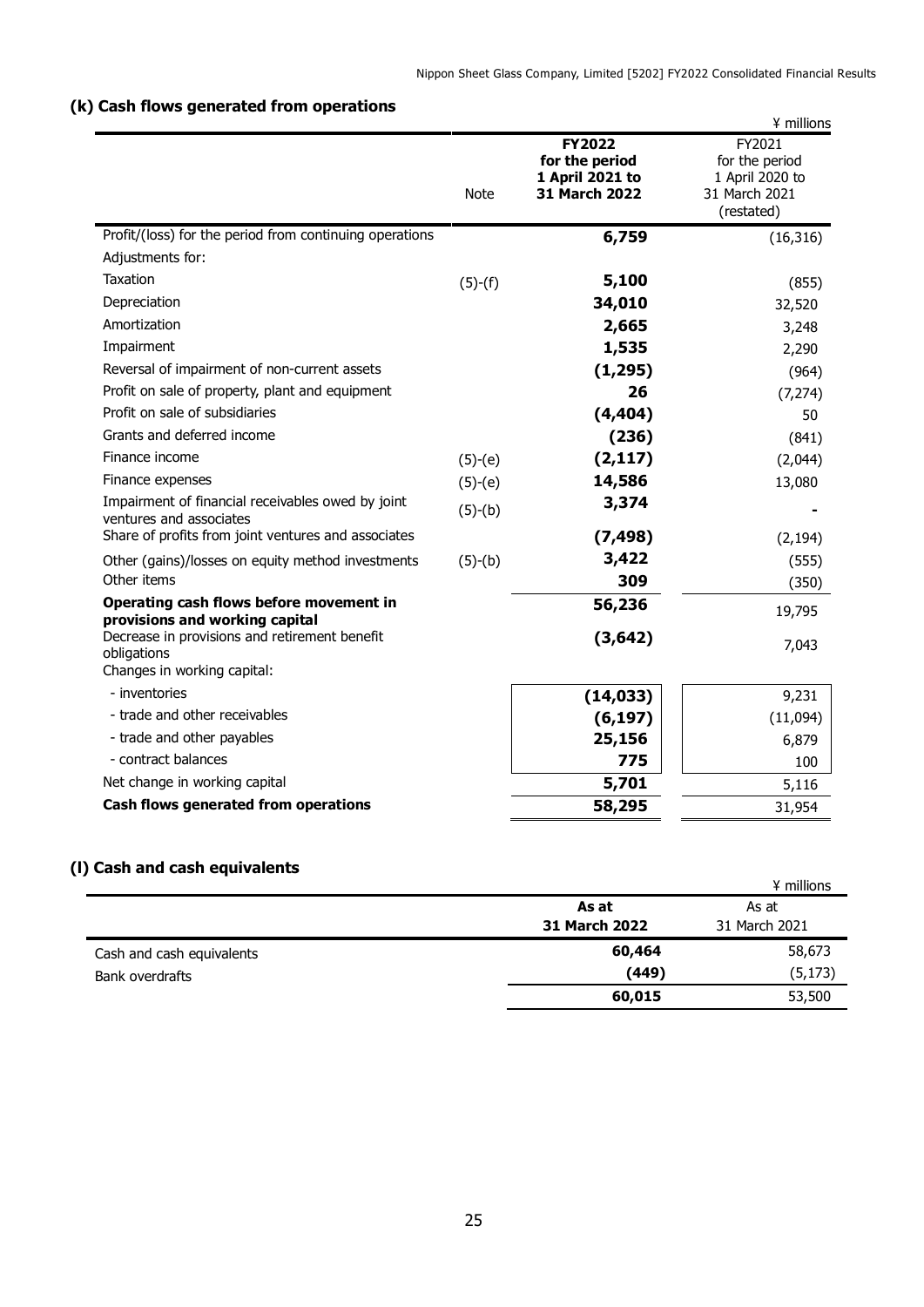### (k) Cash flows generated from operations

¥ millions

| | Note | **FY2022 for the period 1 April 2021 to 31 March 2022** | FY2021 for the period 1 April 2020 to 31 March 2021 (restated) |
|---|---|---|---|
| Profit/(loss) for the period from continuing operations | | **6,759** | (16,316) |
| Adjustments for: | | | |
| Taxation | (5)-(f) | **5,100** | (855) |
| Depreciation | | **34,010** | 32,520 |
| Amortization | | **2,665** | 3,248 |
| Impairment | | **1,535** | 2,290 |
| Reversal of impairment of non-current assets | | **(1,295)** | (964) |
| Profit on sale of property, plant and equipment | | **26** | (7,274) |
| Profit on sale of subsidiaries | | **(4,404)** | 50 |
| Grants and deferred income | | **(236)** | (841) |
| Finance income | (5)-(e) | **(2,117)** | (2,044) |
| Finance expenses | (5)-(e) | **14,586** | 13,080 |
| Impairment of financial receivables owed by joint ventures and associates | (5)-(b) | **3,374** | - |
| Share of profits from joint ventures and associates | | **(7,498)** | (2,194) |
| Other (gains)/losses on equity method investments | (5)-(b) | **3,422** | (555) |
| Other items | | **309** | (350) |
| **Operating cash flows before movement in provisions and working capital** | | **56,236** | 19,795 |
| Decrease in provisions and retirement benefit obligations | | **(3,642)** | 7,043 |
| Changes in working capital: | | | |
| - inventories | | **(14,033)** | 9,231 |
| - trade and other receivables | | **(6,197)** | (11,094) |
| - trade and other payables | | **25,156** | 6,879 |
| - contract balances | | **775** | 100 |
| Net change in working capital | | **5,701** | 5,116 |
| **Cash flows generated from operations** | | **58,295** | 31,954 |

### (l) Cash and cash equivalents

¥ millions

| | **As at 31 March 2022** | As at 31 March 2021 |
|---|---|---|
| Cash and cash equivalents | **60,464** | 58,673 |
| Bank overdrafts | **(449)** | (5,173) |
| | **60,015** | 53,500 |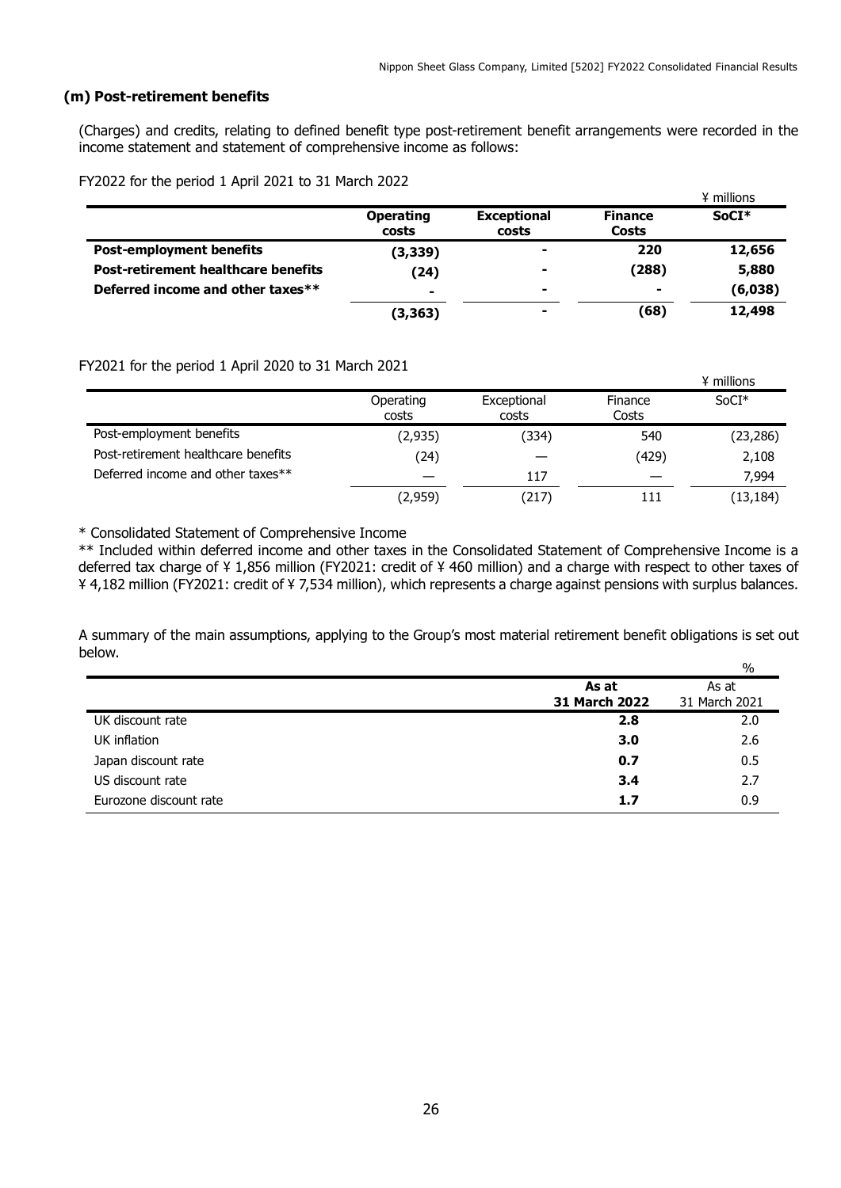### (m) Post-retirement benefits

(Charges) and credits, relating to defined benefit type post-retirement benefit arrangements were recorded in the income statement and statement of comprehensive income as follows:

FY2022 for the period 1 April 2021 to 31 March 2022

¥ millions

| | **Operating costs** | **Exceptional costs** | **Finance Costs** | **SoCI*** |
|---|---|---|---|---|
| **Post-employment benefits** | **(3,339)** | **-** | **220** | **12,656** |
| **Post-retirement healthcare benefits** | **(24)** | **-** | **(288)** | **5,880** |
| **Deferred income and other taxes**** | **-** | **-** | **-** | **(6,038)** |
| | **(3,363)** | **-** | **(68)** | **12,498** |

FY2021 for the period 1 April 2020 to 31 March 2021

¥ millions

| | Operating costs | Exceptional costs | Finance Costs | SoCI* |
|---|---|---|---|---|
| Post-employment benefits | (2,935) | (334) | 540 | (23,286) |
| Post-retirement healthcare benefits | (24) | — | (429) | 2,108 |
| Deferred income and other taxes** | — | 117 | — | 7,994 |
| | (2,959) | (217) | 111 | (13,184) |

* Consolidated Statement of Comprehensive Income

** Included within deferred income and other taxes in the Consolidated Statement of Comprehensive Income is a deferred tax charge of ¥ 1,856 million (FY2021: credit of ¥ 460 million) and a charge with respect to other taxes of ¥ 4,182 million (FY2021: credit of ¥ 7,534 million), which represents a charge against pensions with surplus balances.

A summary of the main assumptions, applying to the Group's most material retirement benefit obligations is set out below.

%

| | **As at 31 March 2022** | As at 31 March 2021 |
|---|---|---|
| UK discount rate | **2.8** | 2.0 |
| UK inflation | **3.0** | 2.6 |
| Japan discount rate | **0.7** | 0.5 |
| US discount rate | **3.4** | 2.7 |
| Eurozone discount rate | **1.7** | 0.9 |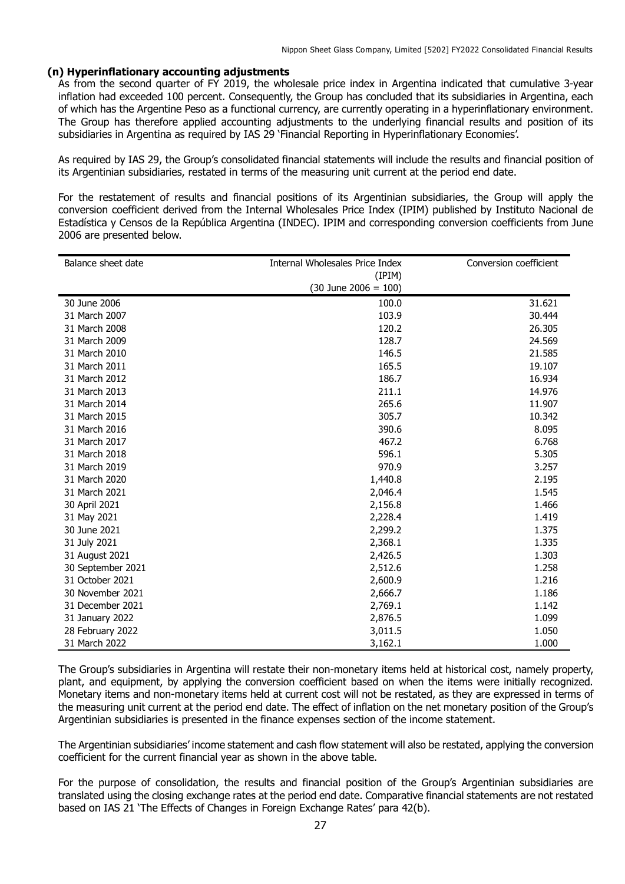### (n) Hyperinflationary accounting adjustments

As from the second quarter of FY 2019, the wholesale price index in Argentina indicated that cumulative 3-year inflation had exceeded 100 percent. Consequently, the Group has concluded that its subsidiaries in Argentina, each of which has the Argentine Peso as a functional currency, are currently operating in a hyperinflationary environment. The Group has therefore applied accounting adjustments to the underlying financial results and position of its subsidiaries in Argentina as required by IAS 29 'Financial Reporting in Hyperinflationary Economies'.

As required by IAS 29, the Group's consolidated financial statements will include the results and financial position of its Argentinian subsidiaries, restated in terms of the measuring unit current at the period end date.

For the restatement of results and financial positions of its Argentinian subsidiaries, the Group will apply the conversion coefficient derived from the Internal Wholesales Price Index (IPIM) published by Instituto Nacional de Estadística y Censos de la República Argentina (INDEC). IPIM and corresponding conversion coefficients from June 2006 are presented below.

| Balance sheet date | Internal Wholesales Price Index (IPIM) (30 June 2006 = 100) | Conversion coefficient |
|---|---|---|
| 30 June 2006 | 100.0 | 31.621 |
| 31 March 2007 | 103.9 | 30.444 |
| 31 March 2008 | 120.2 | 26.305 |
| 31 March 2009 | 128.7 | 24.569 |
| 31 March 2010 | 146.5 | 21.585 |
| 31 March 2011 | 165.5 | 19.107 |
| 31 March 2012 | 186.7 | 16.934 |
| 31 March 2013 | 211.1 | 14.976 |
| 31 March 2014 | 265.6 | 11.907 |
| 31 March 2015 | 305.7 | 10.342 |
| 31 March 2016 | 390.6 | 8.095 |
| 31 March 2017 | 467.2 | 6.768 |
| 31 March 2018 | 596.1 | 5.305 |
| 31 March 2019 | 970.9 | 3.257 |
| 31 March 2020 | 1,440.8 | 2.195 |
| 31 March 2021 | 2,046.4 | 1.545 |
| 30 April 2021 | 2,156.8 | 1.466 |
| 31 May 2021 | 2,228.4 | 1.419 |
| 30 June 2021 | 2,299.2 | 1.375 |
| 31 July 2021 | 2,368.1 | 1.335 |
| 31 August 2021 | 2,426.5 | 1.303 |
| 30 September 2021 | 2,512.6 | 1.258 |
| 31 October 2021 | 2,600.9 | 1.216 |
| 30 November 2021 | 2,666.7 | 1.186 |
| 31 December 2021 | 2,769.1 | 1.142 |
| 31 January 2022 | 2,876.5 | 1.099 |
| 28 February 2022 | 3,011.5 | 1.050 |
| 31 March 2022 | 3,162.1 | 1.000 |

The Group's subsidiaries in Argentina will restate their non-monetary items held at historical cost, namely property, plant, and equipment, by applying the conversion coefficient based on when the items were initially recognized. Monetary items and non-monetary items held at current cost will not be restated, as they are expressed in terms of the measuring unit current at the period end date. The effect of inflation on the net monetary position of the Group's Argentinian subsidiaries is presented in the finance expenses section of the income statement.

The Argentinian subsidiaries' income statement and cash flow statement will also be restated, applying the conversion coefficient for the current financial year as shown in the above table.

For the purpose of consolidation, the results and financial position of the Group's Argentinian subsidiaries are translated using the closing exchange rates at the period end date. Comparative financial statements are not restated based on IAS 21 'The Effects of Changes in Foreign Exchange Rates' para 42(b).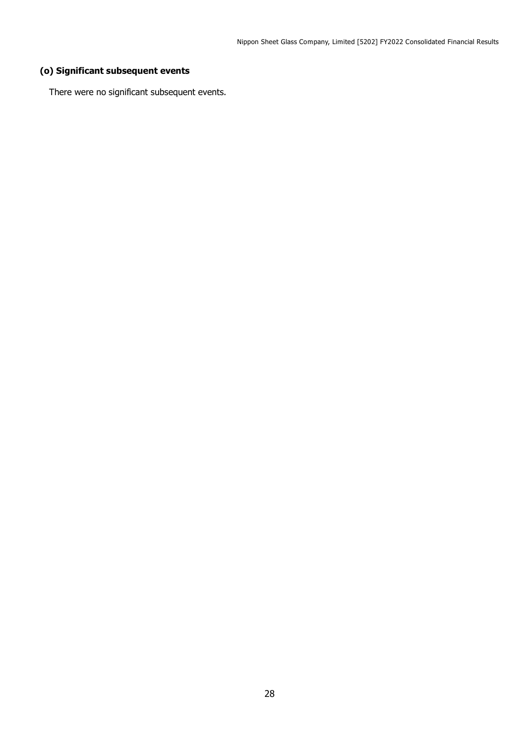### (o) Significant subsequent events

There were no significant subsequent events.